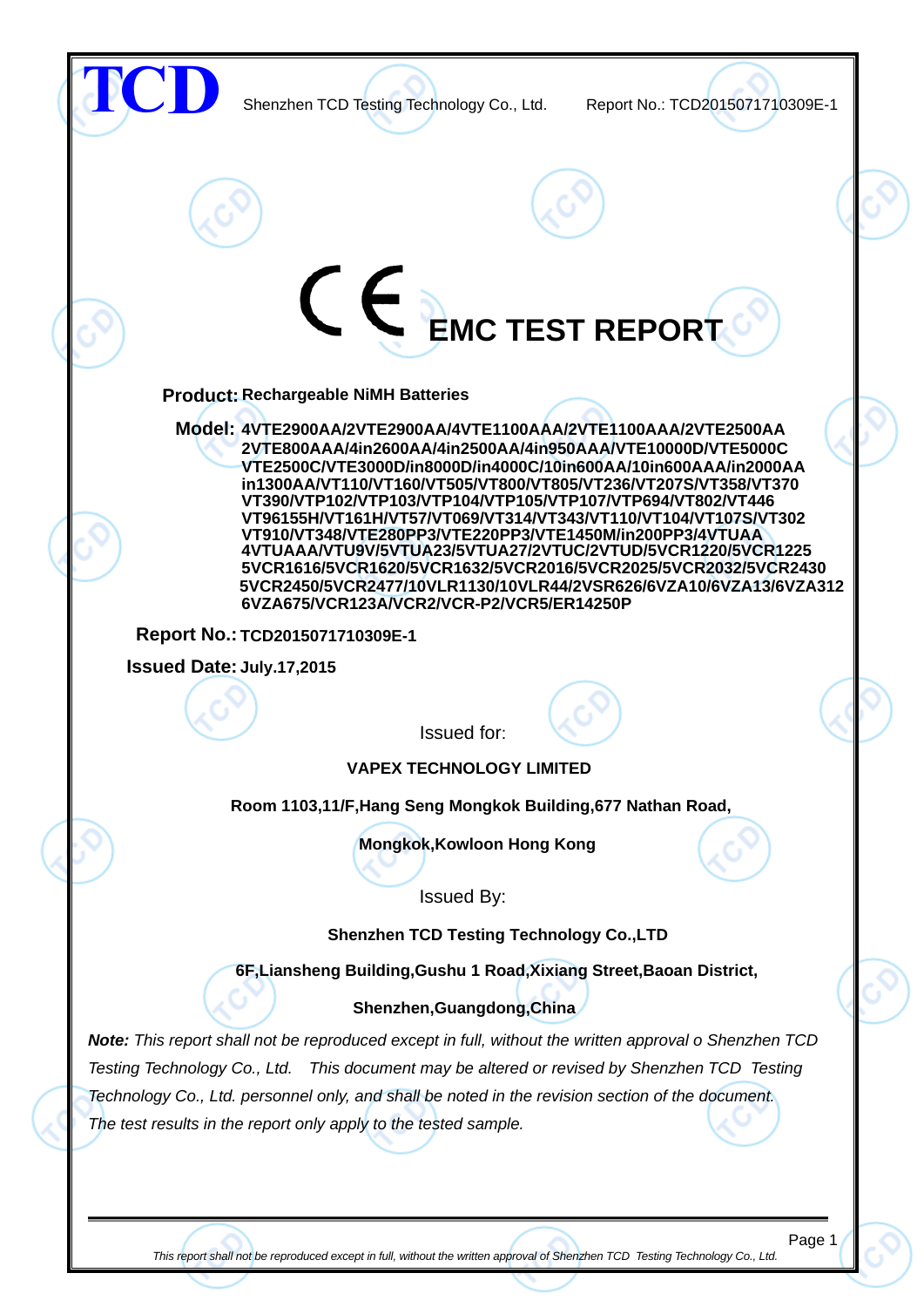**TCD** Shenzhen TCD Testing Technology Co., Ltd. Report No.: TCD2015071710309E-1

# CE EMC TEST REPORT

**Product:** **Rechargeable NiMH Batteries**

**Model:** **4VTE2900AA/2VTE2900AA/4VTE1100AAA/2VTE1100AAA/2VTE2500AA 2VTE800AAA/4in2600AA/4in2500AA/4in950AAA/VTE10000D/VTE5000C VTE2500C/VTE3000D/in8000D/in4000C/10in600AA/10in600AAA/in2000AA in1300AA/VT110/VT160/VT505/VT800/VT805/VT236/VT207S/VT358/VT370 VT390/VTP102/VTP103/VTP104/VTP105/VTP107/VTP694/VT802/VT446 VT96155H/VT161H/VT57/VT069/VT314/VT343/VT110/VT104/VT107S/VT302 VT910/VT348/VTE280PP3/VTE220PP3/VTE1450M/in200PP3/4VTUAA 4VTUAAA/VTU9V/5VTUA23/5VTUA27/2VTUC/2VTUD/5VCR1220/5VCR1225 5VCR1616/5VCR1620/5VCR1632/5VCR2016/5VCR2025/5VCR2032/5VCR2430 5VCR2450/5VCR2477/10VLR1130/10VLR44/2VSR626/6VZA10/6VZA13/6VZA312 6VZA675/VCR123A/VCR2/VCR-P2/VCR5/ER14250P**

**Report No.:** **TCD2015071710309E-1**

**Issued Date:** **July.17,2015**

Issued for:

**VAPEX TECHNOLOGY LIMITED**

**Room 1103,11/F,Hang Seng Mongkok Building,677 Nathan Road,**

**Mongkok,Kowloon Hong Kong**

Issued By:

**Shenzhen TCD Testing Technology Co.,LTD**

**6F,Liansheng Building,Gushu 1 Road,Xixiang Street,Baoan District,**

**Shenzhen,Guangdong,China**

***Note:*** *This report shall not be reproduced except in full, without the written approval o Shenzhen TCD Testing Technology Co., Ltd. This document may be altered or revised by Shenzhen TCD Testing Technology Co., Ltd. personnel only, and shall be noted in the revision section of the document. The test results in the report only apply to the tested sample.*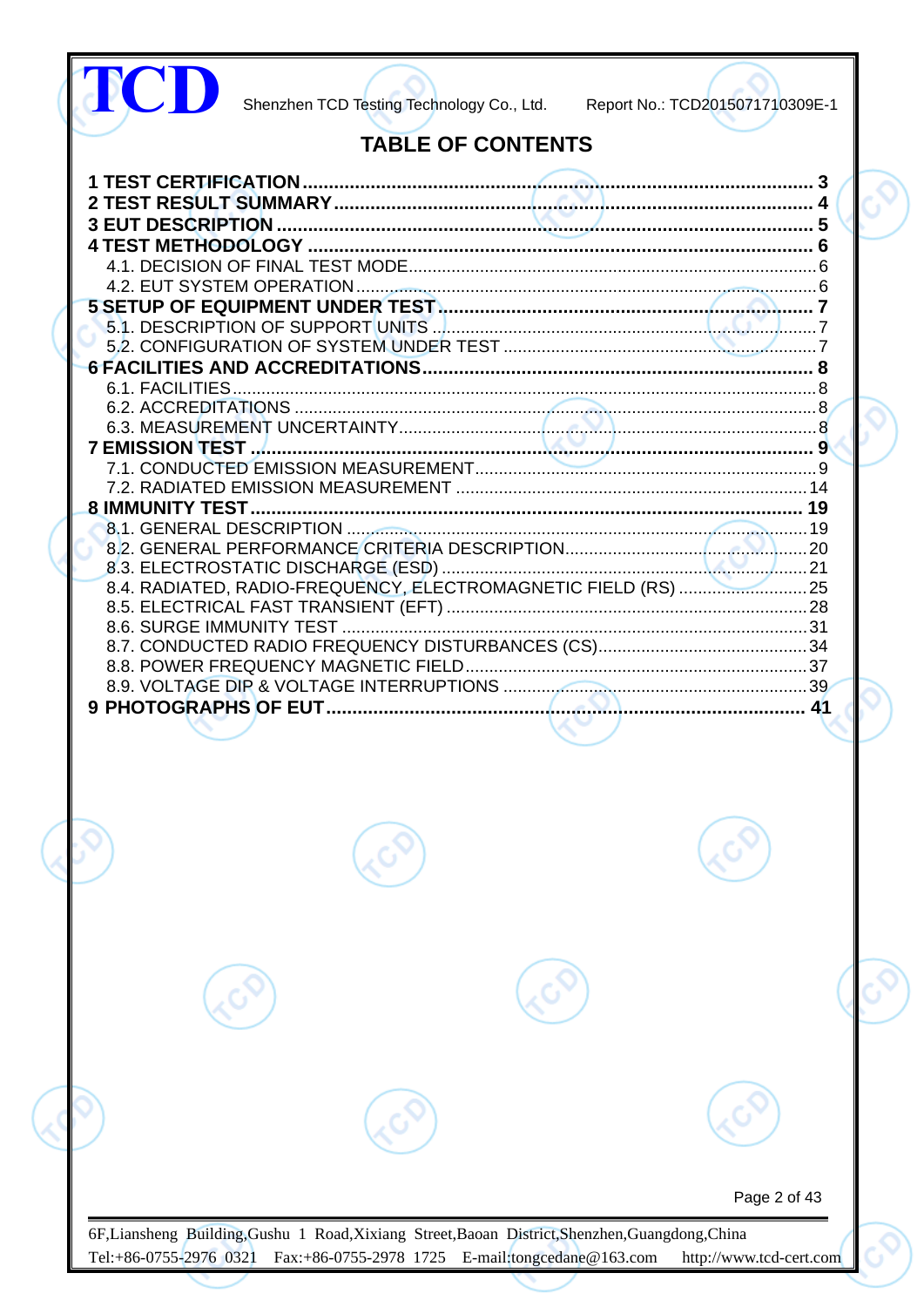# TABLE OF CONTENTS

**1 TEST CERTIFICATION ........ 3**

**2 TEST RESULT SUMMARY ........ 4**

**3 EUT DESCRIPTION ........ 5**

**4 TEST METHODOLOGY ........ 6**

- 4.1. DECISION OF FINAL TEST MODE ........ 6
- 4.2. EUT SYSTEM OPERATION ........ 6

**5 SETUP OF EQUIPMENT UNDER TEST ........ 7**

- 5.1. DESCRIPTION OF SUPPORT UNITS ........ 7
- 5.2. CONFIGURATION OF SYSTEM UNDER TEST ........ 7

**6 FACILITIES AND ACCREDITATIONS ........ 8**

- 6.1. FACILITIES ........ 8
- 6.2. ACCREDITATIONS ........ 8
- 6.3. MEASUREMENT UNCERTAINTY ........ 8

**7 EMISSION TEST ........ 9**

- 7.1. CONDUCTED EMISSION MEASUREMENT ........ 9
- 7.2. RADIATED EMISSION MEASUREMENT ........ 14

**8 IMMUNITY TEST ........ 19**

- 8.1. GENERAL DESCRIPTION ........ 19
- 8.2. GENERAL PERFORMANCE CRITERIA DESCRIPTION ........ 20
- 8.3. ELECTROSTATIC DISCHARGE (ESD) ........ 21
- 8.4. RADIATED, RADIO-FREQUENCY, ELECTROMAGNETIC FIELD (RS) ........ 25
- 8.5. ELECTRICAL FAST TRANSIENT (EFT) ........ 28
- 8.6. SURGE IMMUNITY TEST ........ 31
- 8.7. CONDUCTED RADIO FREQUENCY DISTURBANCES (CS) ........ 34
- 8.8. POWER FREQUENCY MAGNETIC FIELD ........ 37
- 8.9. VOLTAGE DIP & VOLTAGE INTERRUPTIONS ........ 39

**9 PHOTOGRAPHS OF EUT ........ 41**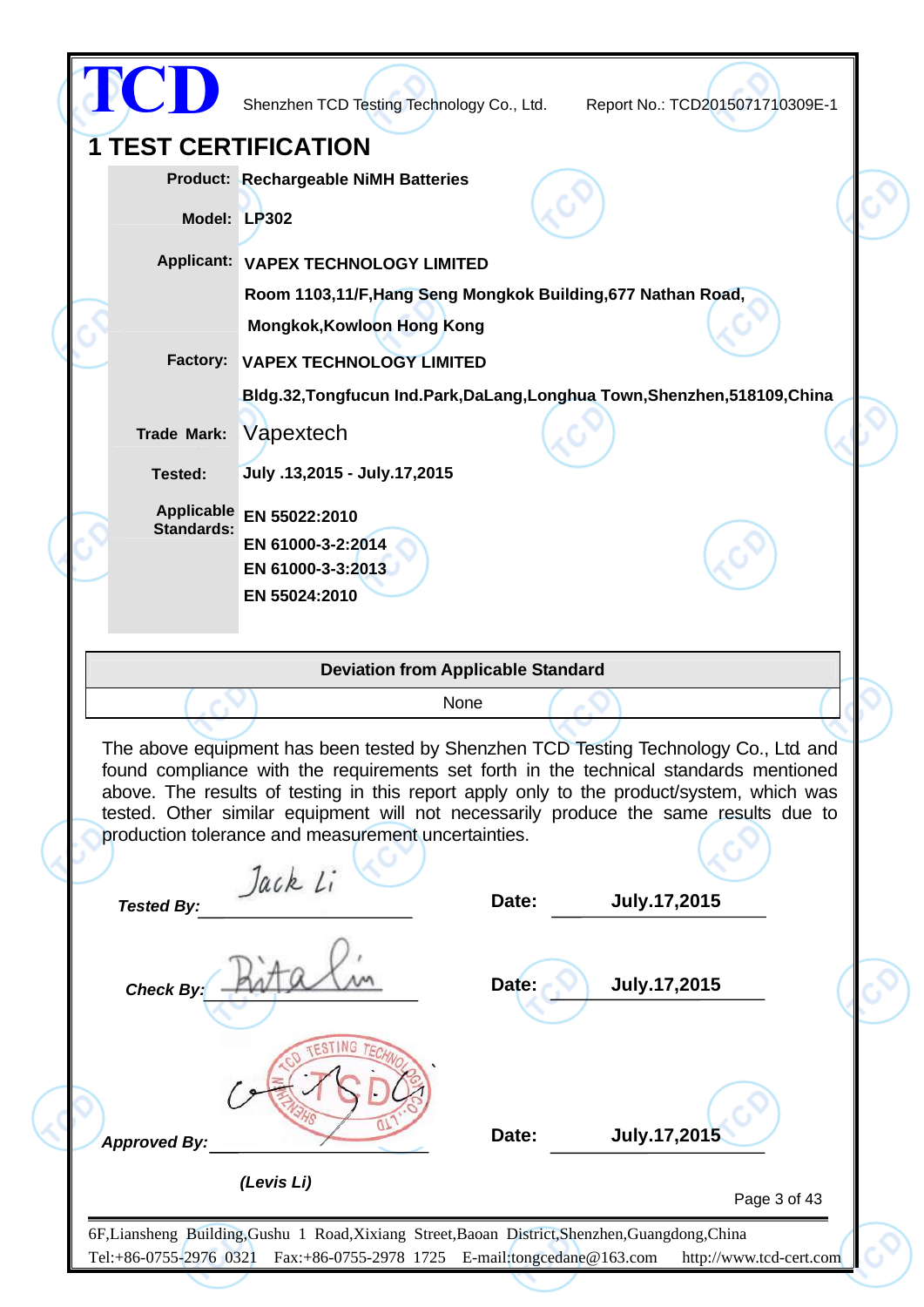# 1 TEST CERTIFICATION

| | |
|---|---|
| **Product:** | **Rechargeable NiMH Batteries** |
| **Model:** | **LP302** |
| **Applicant:** | **VAPEX TECHNOLOGY LIMITED**<br>**Room 1103,11/F,Hang Seng Mongkok Building,677 Nathan Road, Mongkok,Kowloon Hong Kong** |
| **Factory:** | **VAPEX TECHNOLOGY LIMITED**<br>**Bldg.32,Tongfucun Ind.Park,DaLang,Longhua Town,Shenzhen,518109,China** |
| **Trade Mark:** | Vapextech |
| **Tested:** | **July .13,2015 - July.17,2015** |
| **Applicable Standards:** | **EN 55022:2010**<br>**EN 61000-3-2:2014**<br>**EN 61000-3-3:2013**<br>**EN 55024:2010** |

| Deviation from Applicable Standard |
|---|
| None |

The above equipment has been tested by Shenzhen TCD Testing Technology Co., Ltd and found compliance with the requirements set forth in the technical standards mentioned above. The results of testing in this report apply only to the product/system, which was tested. Other similar equipment will not necessarily produce the same results due to production tolerance and measurement uncertainties.

***Tested By:*** Jack Li **Date:** **July.17,2015**

***Check By:*** Rita Lin **Date:** **July.17,2015**

***Approved By:*** **Date:** **July.17,2015**

***(Levis Li)***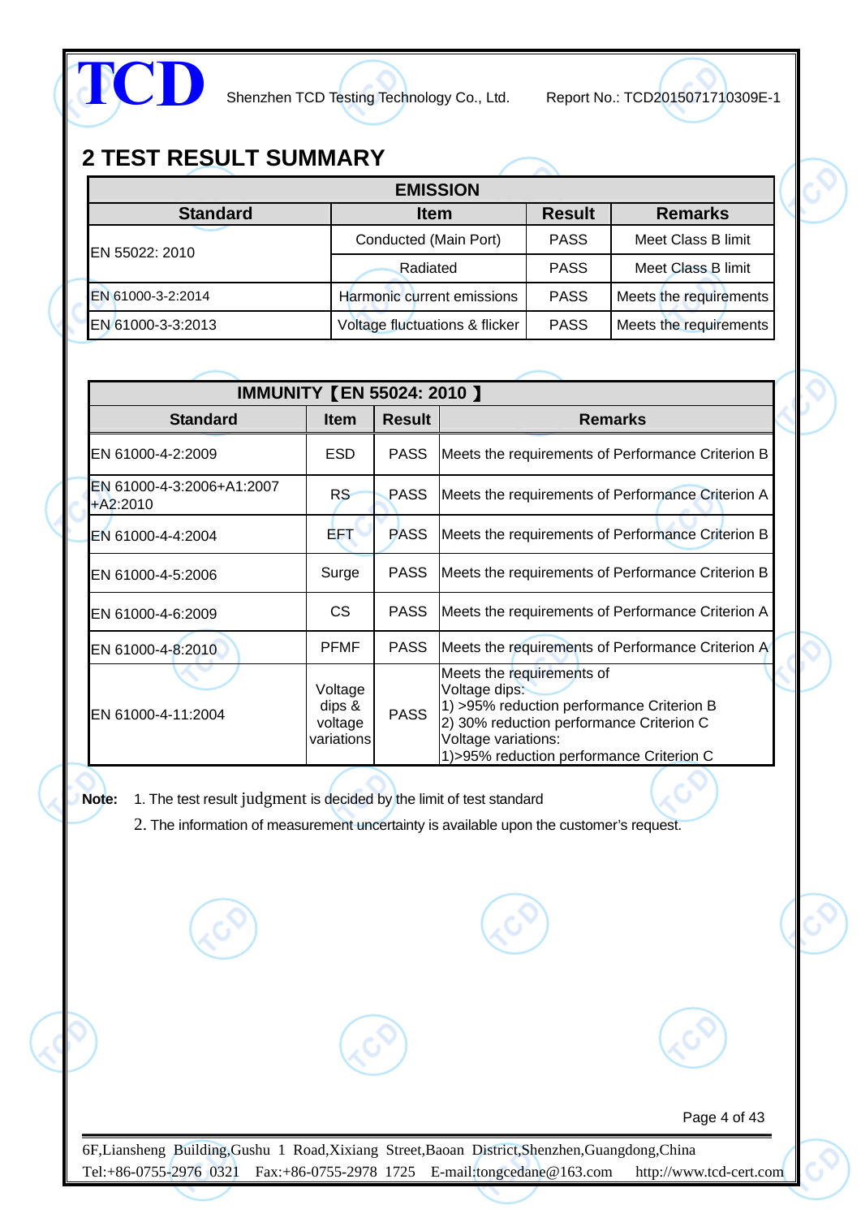## 2 TEST RESULT SUMMARY

| EMISSION | | | |
|---|---|---|---|
| **Standard** | **Item** | **Result** | **Remarks** |
| EN 55022: 2010 | Conducted (Main Port) | PASS | Meet Class B limit |
| | Radiated | PASS | Meet Class B limit |
| EN 61000-3-2:2014 | Harmonic current emissions | PASS | Meets the requirements |
| EN 61000-3-3:2013 | Voltage fluctuations & flicker | PASS | Meets the requirements |

| IMMUNITY【EN 55024: 2010 】 | | | |
|---|---|---|---|
| **Standard** | **Item** | **Result** | **Remarks** |
| EN 61000-4-2:2009 | ESD | PASS | Meets the requirements of Performance Criterion B |
| EN 61000-4-3:2006+A1:2007 +A2:2010 | RS | PASS | Meets the requirements of Performance Criterion A |
| EN 61000-4-4:2004 | EFT | PASS | Meets the requirements of Performance Criterion B |
| EN 61000-4-5:2006 | Surge | PASS | Meets the requirements of Performance Criterion B |
| EN 61000-4-6:2009 | CS | PASS | Meets the requirements of Performance Criterion A |
| EN 61000-4-8:2010 | PFMF | PASS | Meets the requirements of Performance Criterion A |
| EN 61000-4-11:2004 | Voltage dips & voltage variations | PASS | Meets the requirements of Voltage dips: 1) >95% reduction performance Criterion B 2) 30% reduction performance Criterion C Voltage variations: 1)>95% reduction performance Criterion C |

**Note:** 1. The test result judgment is decided by the limit of test standard

2. The information of measurement uncertainty is available upon the customer's request.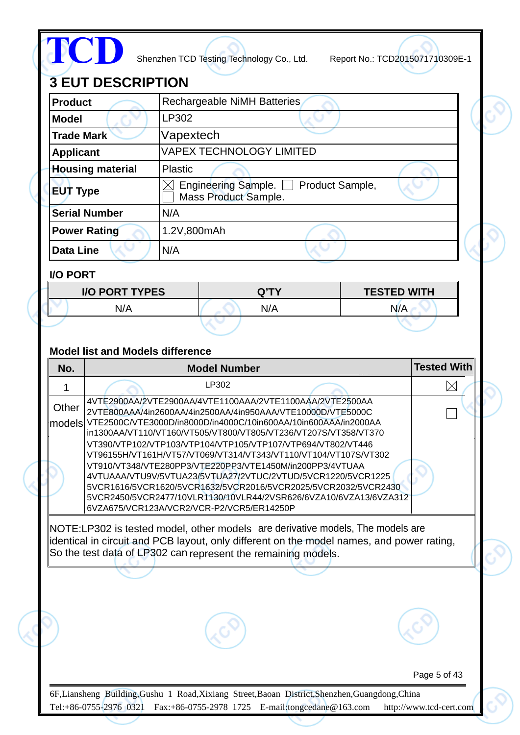## 3 EUT DESCRIPTION

| Product | Rechargeable NiMH Batteries |
|---|---|
| Model | LP302 |
| Trade Mark | Vapextech |
| Applicant | VAPEX TECHNOLOGY LIMITED |
| Housing material | Plastic |
| EUT Type | ☒ Engineering Sample. ☐ Product Sample, ☐ Mass Product Sample. |
| Serial Number | N/A |
| Power Rating | 1.2V,800mAh |
| Data Line | N/A |

### I/O PORT

| I/O PORT TYPES | Q'TY | TESTED WITH |
|---|---|---|
| N/A | N/A | N/A |

### Model list and Models difference

| No. | Model Number | Tested With |
|---|---|---|
| 1 | LP302 | ☒ |
| Other models | 4VTE2900AA/2VTE2900AA/4VTE1100AAA/2VTE1100AAA/2VTE2500AA 2VTE800AAA/4in2600AA/4in2500AA/4in950AAA/VTE10000D/VTE5000C VTE2500C/VTE3000D/in8000D/in4000C/10in600AA/10in600AAA/in2000AA in1300AA/VT110/VT160/VT505/VT800/VT805/VT236/VT207S/VT358/VT370 VT390/VTP102/VTP103/VTP104/VTP105/VTP107/VTP694/VT802/VT446 VT96155H/VT161H/VT57/VT069/VT314/VT343/VT110/VT104/VT107S/VT302 VT910/VT348/VTE280PP3/VTE220PP3/VTE1450M/in200PP3/4VTUAA 4VTUAAA/VTU9V/5VTUA23/5VTUA27/2VTUC/2VTUD/5VCR1220/5VCR1225 5VCR1616/5VCR1620/5VCR1632/5VCR2016/5VCR2025/5VCR2032/5VCR2430 5VCR2450/5VCR2477/10VLR1130/10VLR44/2VSR626/6VZA10/6VZA13/6VZA312 6VZA675/VCR123A/VCR2/VCR-P2/VCR5/ER14250P | ☐ |

NOTE:LP302 is tested model, other models are derivative models, The models are identical in circuit and PCB layout, only different on the model names, and power rating, So the test data of LP302 can represent the remaining models.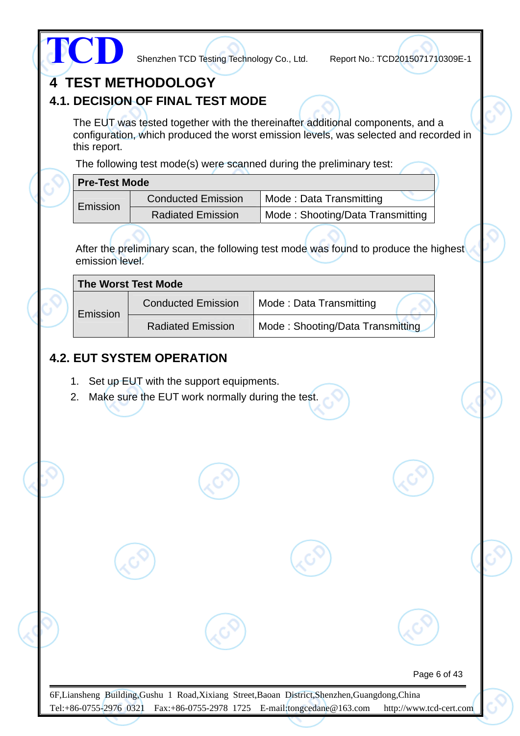# 4 TEST METHODOLOGY

## 4.1. DECISION OF FINAL TEST MODE

The EUT was tested together with the thereinafter additional components, and a configuration, which produced the worst emission levels, was selected and recorded in this report.

The following test mode(s) were scanned during the preliminary test:

| Pre-Test Mode | | |
|---|---|---|
| Emission | Conducted Emission | Mode : Data Transmitting |
| | Radiated Emission | Mode : Shooting/Data Transmitting |

After the preliminary scan, the following test mode was found to produce the highest emission level.

| The Worst Test Mode | | |
|---|---|---|
| Emission | Conducted Emission | Mode : Data Transmitting |
| | Radiated Emission | Mode : Shooting/Data Transmitting |

## 4.2. EUT SYSTEM OPERATION

1. Set up EUT with the support equipments.
2. Make sure the EUT work normally during the test.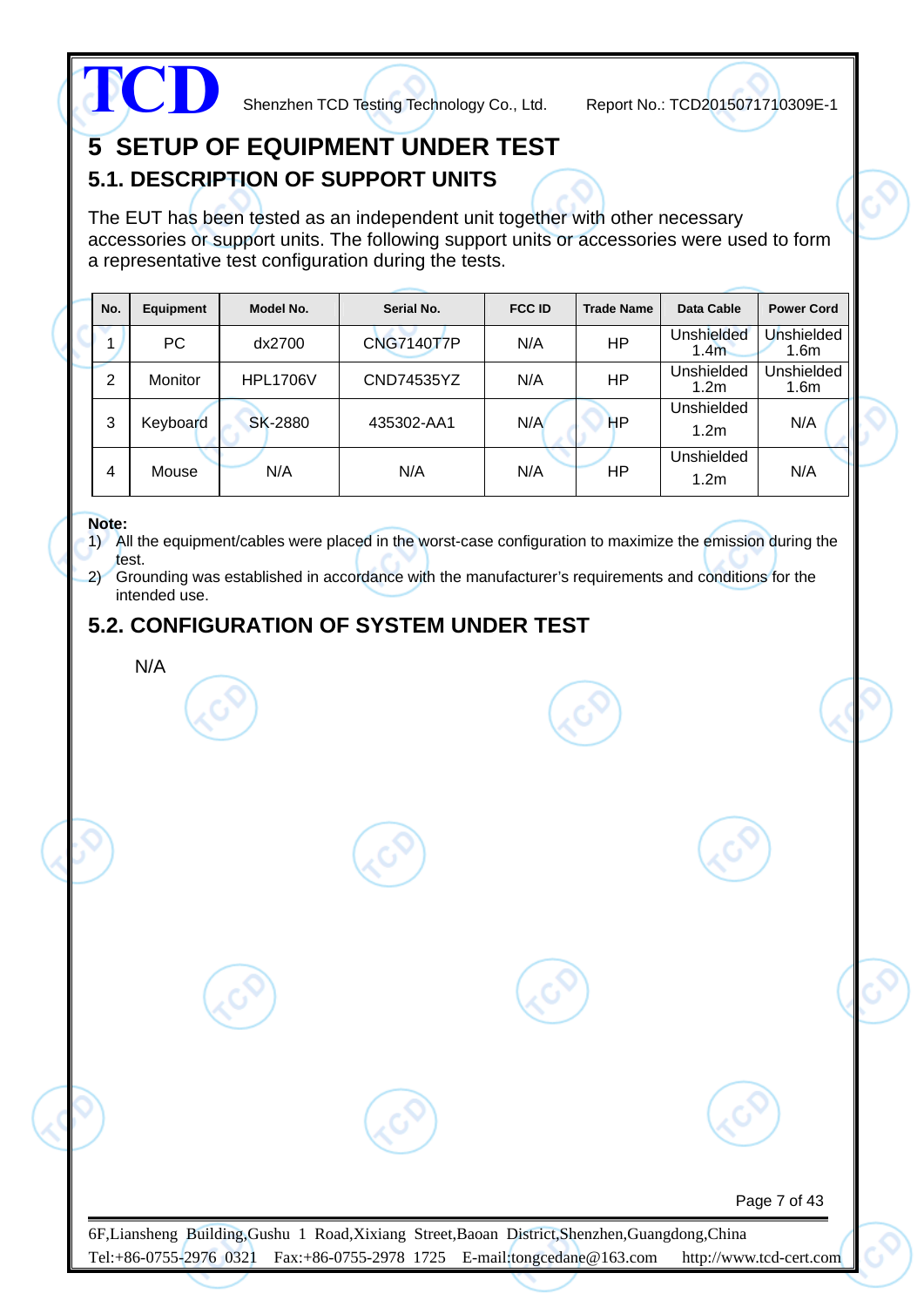# 5 SETUP OF EQUIPMENT UNDER TEST

## 5.1. DESCRIPTION OF SUPPORT UNITS

The EUT has been tested as an independent unit together with other necessary accessories or support units. The following support units or accessories were used to form a representative test configuration during the tests.

| No. | Equipment | Model No. | Serial No. | FCC ID | Trade Name | Data Cable | Power Cord |
|---|---|---|---|---|---|---|---|
| 1 | PC | dx2700 | CNG7140T7P | N/A | HP | Unshielded 1.4m | Unshielded 1.6m |
| 2 | Monitor | HPL1706V | CND74535YZ | N/A | HP | Unshielded 1.2m | Unshielded 1.6m |
| 3 | Keyboard | SK-2880 | 435302-AA1 | N/A | HP | Unshielded 1.2m | N/A |
| 4 | Mouse | N/A | N/A | N/A | HP | Unshielded 1.2m | N/A |

**Note:**

1) All the equipment/cables were placed in the worst-case configuration to maximize the emission during the test.
2) Grounding was established in accordance with the manufacturer's requirements and conditions for the intended use.

## 5.2. CONFIGURATION OF SYSTEM UNDER TEST

N/A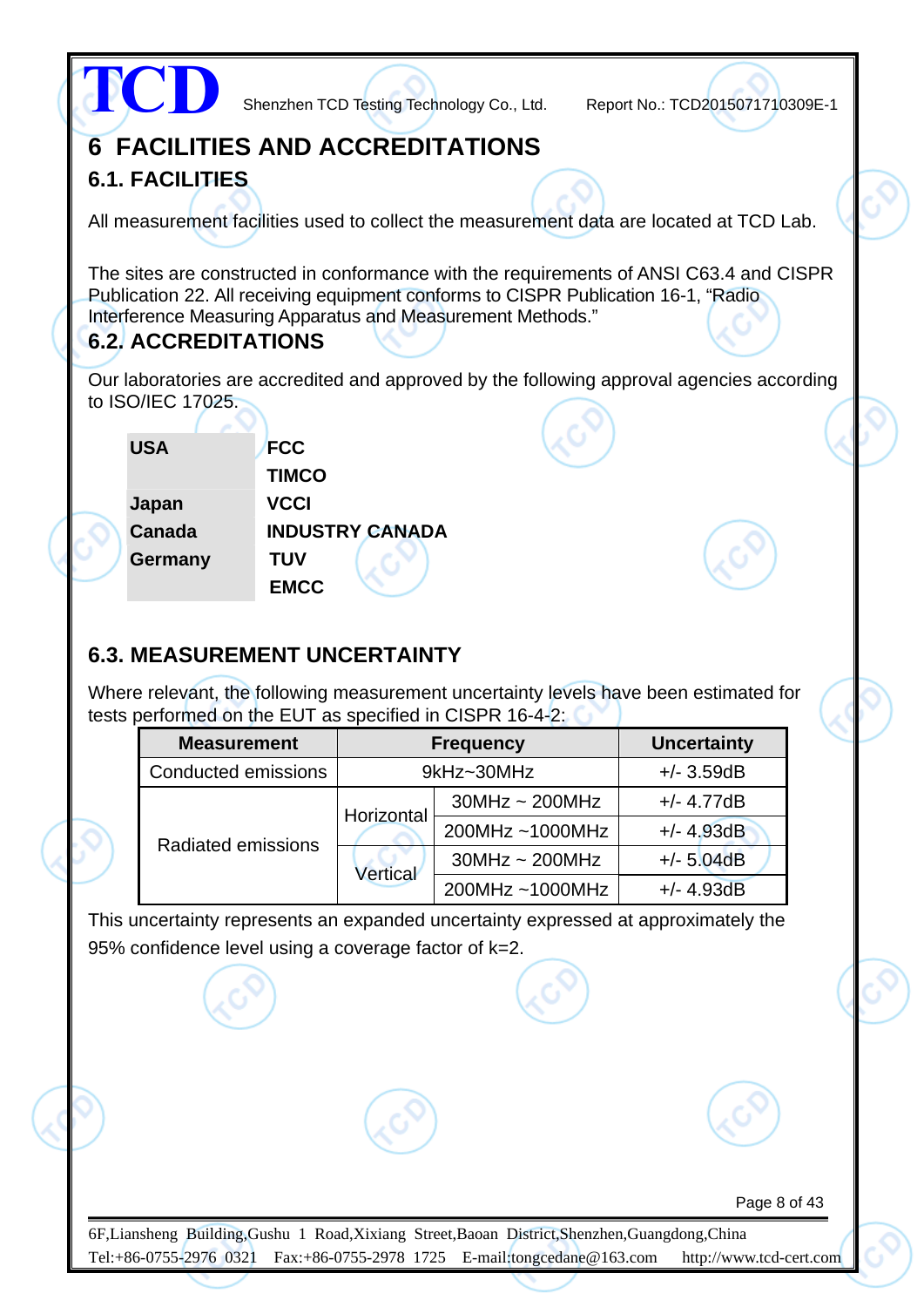# 6 FACILITIES AND ACCREDITATIONS

## 6.1. FACILITIES

All measurement facilities used to collect the measurement data are located at TCD Lab.

The sites are constructed in conformance with the requirements of ANSI C63.4 and CISPR Publication 22. All receiving equipment conforms to CISPR Publication 16-1, “Radio Interference Measuring Apparatus and Measurement Methods.”

## 6.2. ACCREDITATIONS

Our laboratories are accredited and approved by the following approval agencies according to ISO/IEC 17025.

| | |
|---|---|
| **USA** | **FCC** |
| | **TIMCO** |
| **Japan** | **VCCI** |
| **Canada** | **INDUSTRY CANADA** |
| **Germany** | **TUV** |
| | **EMCC** |

## 6.3. MEASUREMENT UNCERTAINTY

Where relevant, the following measurement uncertainty levels have been estimated for tests performed on the EUT as specified in CISPR 16-4-2:

| Measurement | Frequency | | Uncertainty |
|---|---|---|---|
| Conducted emissions | 9kHz~30MHz | | +/- 3.59dB |
| Radiated emissions | Horizontal | 30MHz ~ 200MHz | +/- 4.77dB |
| | | 200MHz ~1000MHz | +/- 4.93dB |
| | Vertical | 30MHz ~ 200MHz | +/- 5.04dB |
| | | 200MHz ~1000MHz | +/- 4.93dB |

This uncertainty represents an expanded uncertainty expressed at approximately the 95% confidence level using a coverage factor of k=2.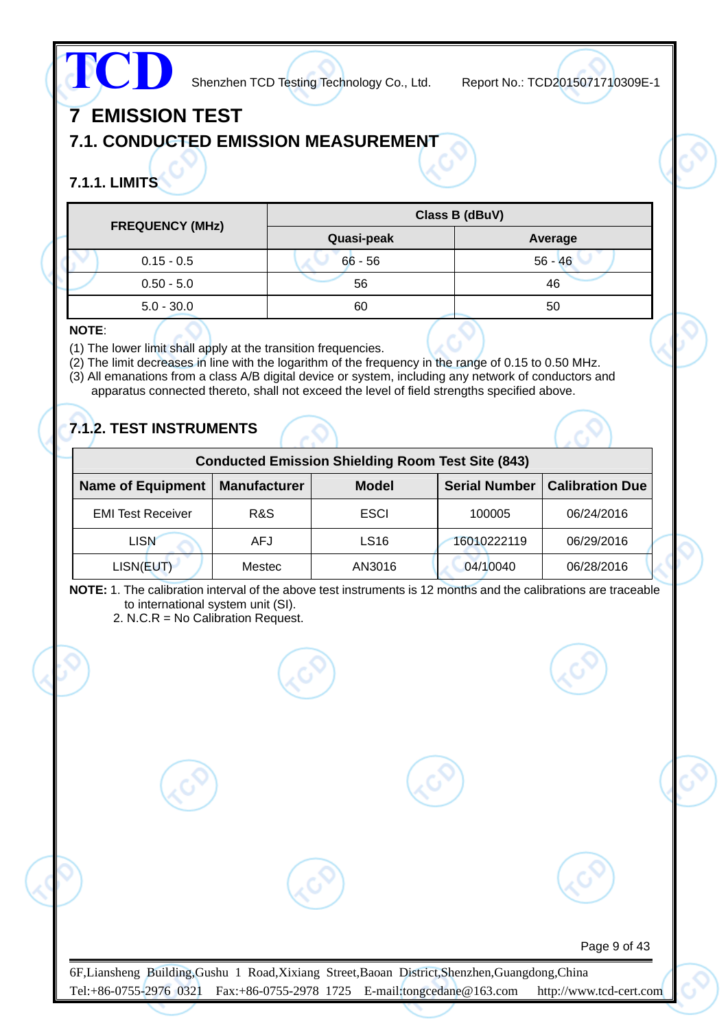# 7 EMISSION TEST

## 7.1. CONDUCTED EMISSION MEASUREMENT

### 7.1.1. LIMITS

| FREQUENCY (MHz) | Class B (dBuV) | |
|---|---|---|
| | Quasi-peak | Average |
| 0.15 - 0.5 | 66 - 56 | 56 - 46 |
| 0.50 - 5.0 | 56 | 46 |
| 5.0 - 30.0 | 60 | 50 |

**NOTE**:

(1) The lower limit shall apply at the transition frequencies.
(2) The limit decreases in line with the logarithm of the frequency in the range of 0.15 to 0.50 MHz.
(3) All emanations from a class A/B digital device or system, including any network of conductors and apparatus connected thereto, shall not exceed the level of field strengths specified above.

### 7.1.2. TEST INSTRUMENTS

| Conducted Emission Shielding Room Test Site (843) | | | | |
|---|---|---|---|---|
| **Name of Equipment** | **Manufacturer** | **Model** | **Serial Number** | **Calibration Due** |
| EMI Test Receiver | R&S | ESCI | 100005 | 06/24/2016 |
| LISN | AFJ | LS16 | 16010222119 | 06/29/2016 |
| LISN(EUT) | Mestec | AN3016 | 04/10040 | 06/28/2016 |

**NOTE:** 1. The calibration interval of the above test instruments is 12 months and the calibrations are traceable to international system unit (SI).
2. N.C.R = No Calibration Request.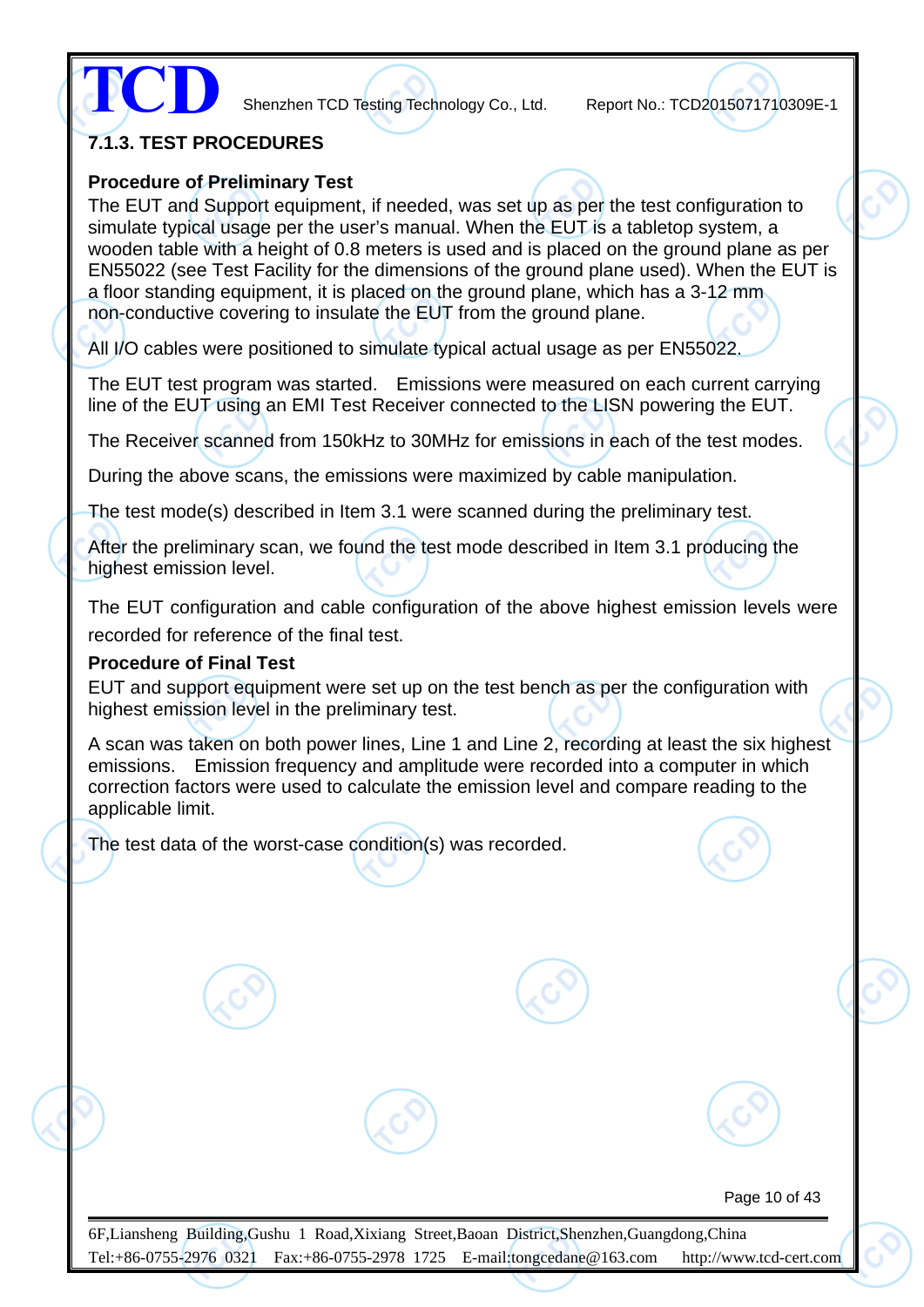### 7.1.3. TEST PROCEDURES

**Procedure of Preliminary Test**

The EUT and Support equipment, if needed, was set up as per the test configuration to simulate typical usage per the user's manual. When the EUT is a tabletop system, a wooden table with a height of 0.8 meters is used and is placed on the ground plane as per EN55022 (see Test Facility for the dimensions of the ground plane used). When the EUT is a floor standing equipment, it is placed on the ground plane, which has a 3-12 mm non-conductive covering to insulate the EUT from the ground plane.

All I/O cables were positioned to simulate typical actual usage as per EN55022.

The EUT test program was started. Emissions were measured on each current carrying line of the EUT using an EMI Test Receiver connected to the LISN powering the EUT.

The Receiver scanned from 150kHz to 30MHz for emissions in each of the test modes.

During the above scans, the emissions were maximized by cable manipulation.

The test mode(s) described in Item 3.1 were scanned during the preliminary test.

After the preliminary scan, we found the test mode described in Item 3.1 producing the highest emission level.

The EUT configuration and cable configuration of the above highest emission levels were recorded for reference of the final test.

**Procedure of Final Test**

EUT and support equipment were set up on the test bench as per the configuration with highest emission level in the preliminary test.

A scan was taken on both power lines, Line 1 and Line 2, recording at least the six highest emissions. Emission frequency and amplitude were recorded into a computer in which correction factors were used to calculate the emission level and compare reading to the applicable limit.

The test data of the worst-case condition(s) was recorded.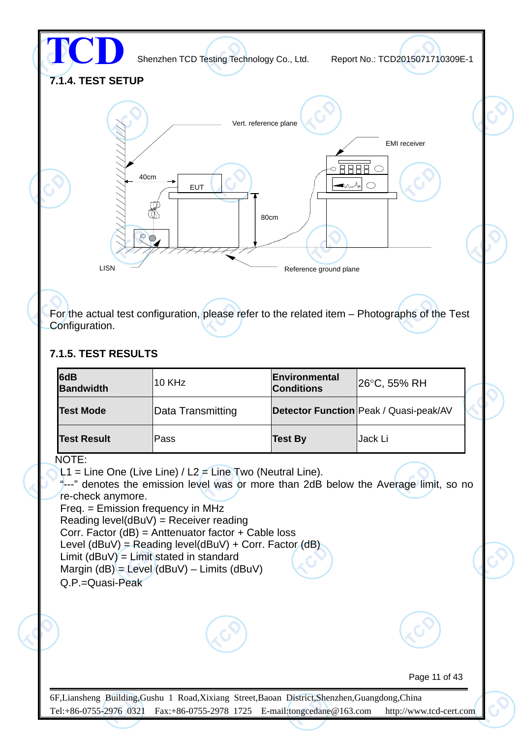### 7.1.4. TEST SETUP

Vert. reference plane

EMI receiver

40cm

EUT

80cm

LISN

Reference ground plane

For the actual test configuration, please refer to the related item – Photographs of the Test Configuration.

### 7.1.5. TEST RESULTS

| **6dB Bandwidth** | 10 KHz | **Environmental Conditions** | 26°C, 55% RH |
|---|---|---|---|
| **Test Mode** | Data Transmitting | **Detector Function** | Peak / Quasi-peak/AV |
| **Test Result** | Pass | **Test By** | Jack Li |

NOTE:

L1 = Line One (Live Line) / L2 = Line Two (Neutral Line).
"---" denotes the emission level was or more than 2dB below the Average limit, so no re-check anymore.
Freq. = Emission frequency in MHz
Reading level(dBuV) = Receiver reading
Corr. Factor (dB) = Anttenuator factor + Cable loss
Level (dBuV) = Reading level(dBuV) + Corr. Factor (dB)
Limit (dBuV) = Limit stated in standard
Margin (dB) = Level (dBuV) – Limits (dBuV)
Q.P.=Quasi-Peak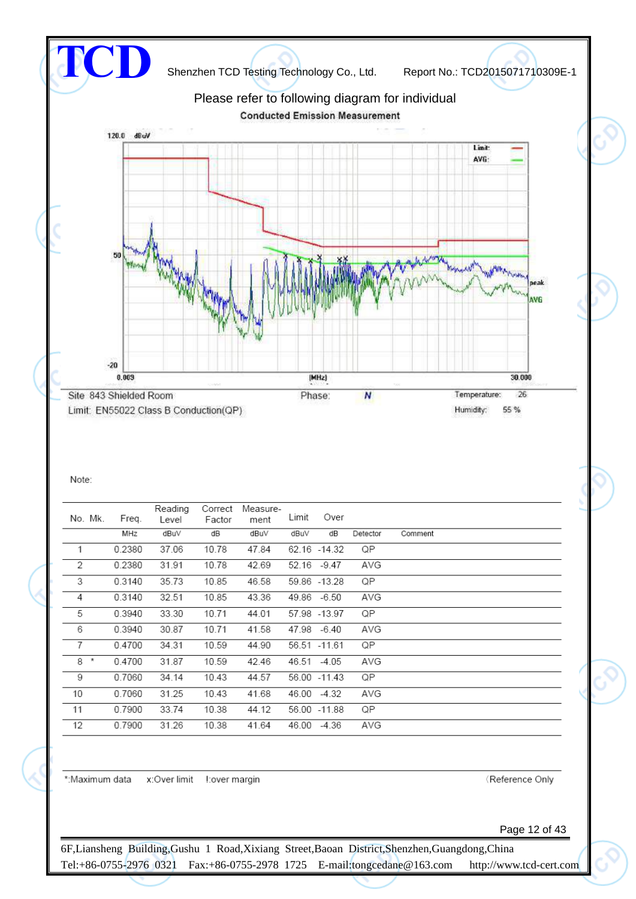Please refer to following diagram for individual

**Conducted Emission Measurement**

Site 843 Shielded Room    Phase: N    Temperature: 26

Limit: EN55022 Class B Conduction(QP)    Humidity: 55 %

Note:

| No. | Mk. | Freq. | Reading Level | Correct Factor | Measure-ment | Limit | Over | Detector | Comment |
|---|---|---|---|---|---|---|---|---|---|
| | | MHz | dBuV | dB | dBuV | dBuV | dB | | |
| 1 | | 0.2380 | 37.06 | 10.78 | 47.84 | 62.16 | -14.32 | QP | |
| 2 | | 0.2380 | 31.91 | 10.78 | 42.69 | 52.16 | -9.47 | AVG | |
| 3 | | 0.3140 | 35.73 | 10.85 | 46.58 | 59.86 | -13.28 | QP | |
| 4 | | 0.3140 | 32.51 | 10.85 | 43.36 | 49.86 | -6.50 | AVG | |
| 5 | | 0.3940 | 33.30 | 10.71 | 44.01 | 57.98 | -13.97 | QP | |
| 6 | | 0.3940 | 30.87 | 10.71 | 41.58 | 47.98 | -6.40 | AVG | |
| 7 | | 0.4700 | 34.31 | 10.59 | 44.90 | 56.51 | -11.61 | QP | |
| 8 | * | 0.4700 | 31.87 | 10.59 | 42.46 | 46.51 | -4.05 | AVG | |
| 9 | | 0.7060 | 34.14 | 10.43 | 44.57 | 56.00 | -11.43 | QP | |
| 10 | | 0.7060 | 31.25 | 10.43 | 41.68 | 46.00 | -4.32 | AVG | |
| 11 | | 0.7900 | 33.74 | 10.38 | 44.12 | 56.00 | -11.88 | QP | |
| 12 | | 0.7900 | 31.26 | 10.38 | 41.64 | 46.00 | -4.36 | AVG | |

*:Maximum data    x:Over limit    !:over margin    (Reference Only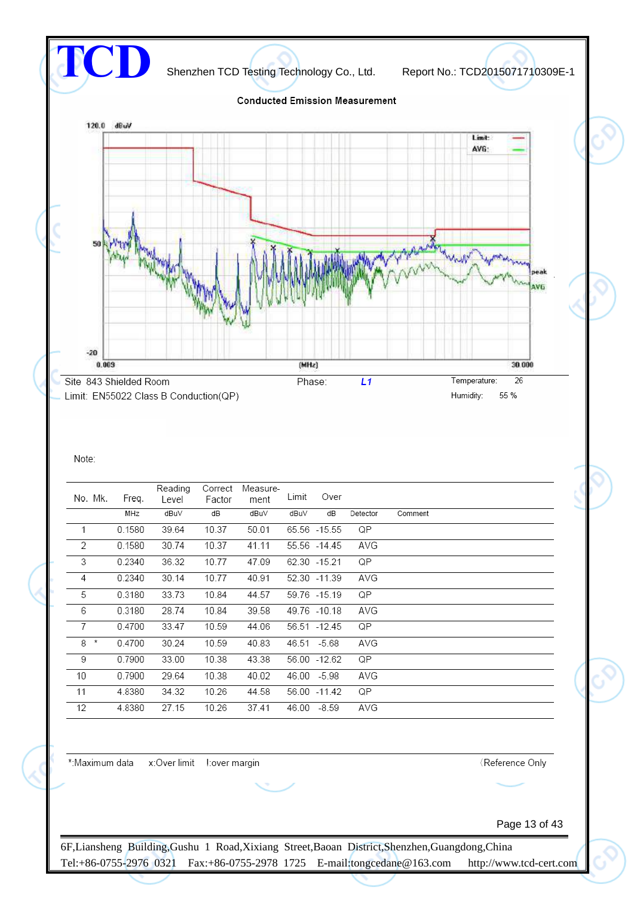## Conducted Emission Measurement

Site 843 Shielded Room — Phase: *L1* — Temperature: 26

Limit: EN55022 Class B Conduction(QP) — Humidiy: 55 %

Note:

| No. | Mk. | Freq. | Reading Level | Correct Factor | Measure-ment | Limit | Over | Detector | Comment |
|---|---|---|---|---|---|---|---|---|---|
| | | MHz | dBuV | dB | dBuV | dBuV | dB | | |
| 1 | | 0.1580 | 39.64 | 10.37 | 50.01 | 65.56 | -15.55 | QP | |
| 2 | | 0.1580 | 30.74 | 10.37 | 41.11 | 55.56 | -14.45 | AVG | |
| 3 | | 0.2340 | 36.32 | 10.77 | 47.09 | 62.30 | -15.21 | QP | |
| 4 | | 0.2340 | 30.14 | 10.77 | 40.91 | 52.30 | -11.39 | AVG | |
| 5 | | 0.3180 | 33.73 | 10.84 | 44.57 | 59.76 | -15.19 | QP | |
| 6 | | 0.3180 | 28.74 | 10.84 | 39.58 | 49.76 | -10.18 | AVG | |
| 7 | | 0.4700 | 33.47 | 10.59 | 44.06 | 56.51 | -12.45 | QP | |
| 8 | * | 0.4700 | 30.24 | 10.59 | 40.83 | 46.51 | -5.68 | AVG | |
| 9 | | 0.7900 | 33.00 | 10.38 | 43.38 | 56.00 | -12.62 | QP | |
| 10 | | 0.7900 | 29.64 | 10.38 | 40.02 | 46.00 | -5.98 | AVG | |
| 11 | | 4.8380 | 34.32 | 10.26 | 44.58 | 56.00 | -11.42 | QP | |
| 12 | | 4.8380 | 27.15 | 10.26 | 37.41 | 46.00 | -8.59 | AVG | |

*:Maximum data x:Over limit !:over margin (Reference Only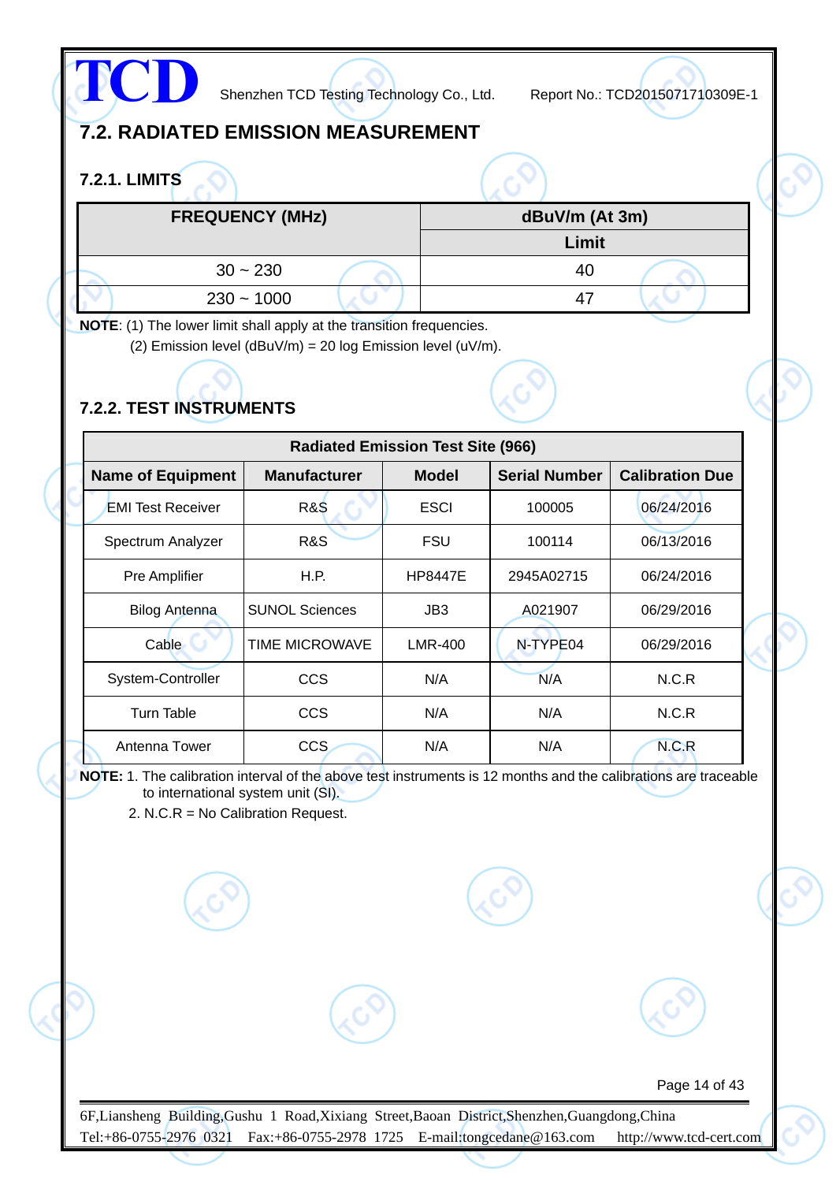## 7.2. RADIATED EMISSION MEASUREMENT

### 7.2.1. LIMITS

| FREQUENCY (MHz) | dBuV/m (At 3m) |
|---|---|
| | Limit |
| 30 ~ 230 | 40 |
| 230 ~ 1000 | 47 |

**NOTE**: (1) The lower limit shall apply at the transition frequencies.

(2) Emission level (dBuV/m) = 20 log Emission level (uV/m).

### 7.2.2. TEST INSTRUMENTS

| Radiated Emission Test Site (966) | | | | |
|---|---|---|---|---|
| **Name of Equipment** | **Manufacturer** | **Model** | **Serial Number** | **Calibration Due** |
| EMI Test Receiver | R&S | ESCI | 100005 | 06/24/2016 |
| Spectrum Analyzer | R&S | FSU | 100114 | 06/13/2016 |
| Pre Amplifier | H.P. | HP8447E | 2945A02715 | 06/24/2016 |
| Bilog Antenna | SUNOL Sciences | JB3 | A021907 | 06/29/2016 |
| Cable | TIME MICROWAVE | LMR-400 | N-TYPE04 | 06/29/2016 |
| System-Controller | CCS | N/A | N/A | N.C.R |
| Turn Table | CCS | N/A | N/A | N.C.R |
| Antenna Tower | CCS | N/A | N/A | N.C.R |

**NOTE:** 1. The calibration interval of the above test instruments is 12 months and the calibrations are traceable to international system unit (SI).

2. N.C.R = No Calibration Request.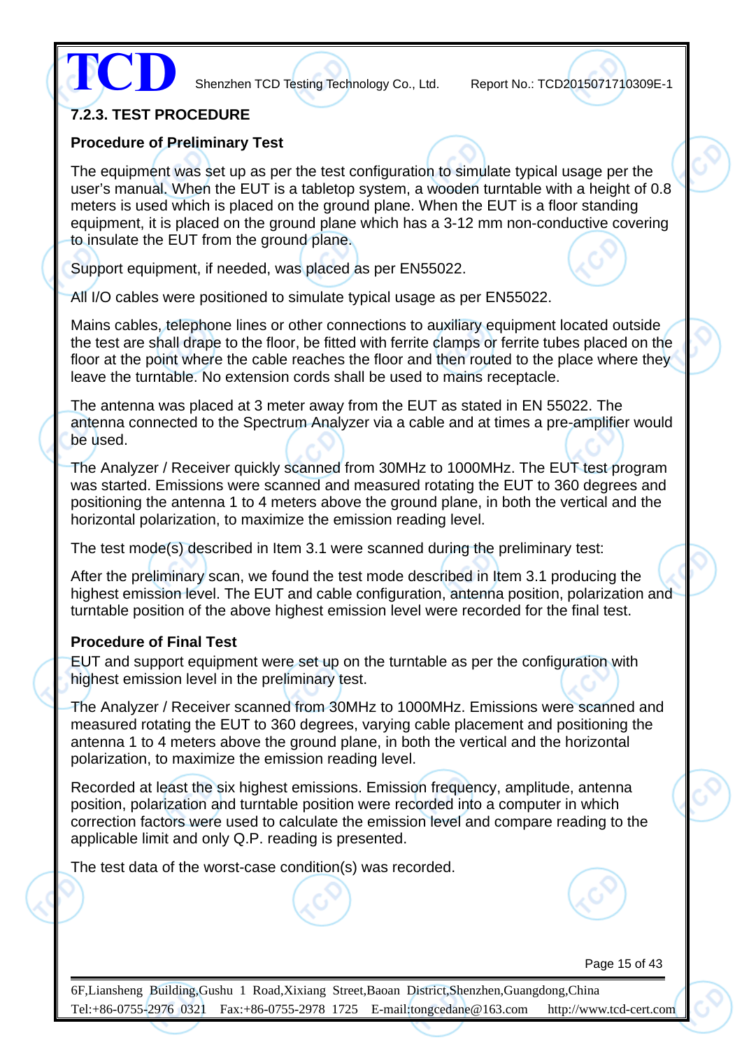### 7.2.3. TEST PROCEDURE

**Procedure of Preliminary Test**

The equipment was set up as per the test configuration to simulate typical usage per the user's manual. When the EUT is a tabletop system, a wooden turntable with a height of 0.8 meters is used which is placed on the ground plane. When the EUT is a floor standing equipment, it is placed on the ground plane which has a 3-12 mm non-conductive covering to insulate the EUT from the ground plane.

Support equipment, if needed, was placed as per EN55022.

All I/O cables were positioned to simulate typical usage as per EN55022.

Mains cables, telephone lines or other connections to auxiliary equipment located outside the test are shall drape to the floor, be fitted with ferrite clamps or ferrite tubes placed on the floor at the point where the cable reaches the floor and then routed to the place where they leave the turntable. No extension cords shall be used to mains receptacle.

The antenna was placed at 3 meter away from the EUT as stated in EN 55022. The antenna connected to the Spectrum Analyzer via a cable and at times a pre-amplifier would be used.

The Analyzer / Receiver quickly scanned from 30MHz to 1000MHz. The EUT test program was started. Emissions were scanned and measured rotating the EUT to 360 degrees and positioning the antenna 1 to 4 meters above the ground plane, in both the vertical and the horizontal polarization, to maximize the emission reading level.

The test mode(s) described in Item 3.1 were scanned during the preliminary test:

After the preliminary scan, we found the test mode described in Item 3.1 producing the highest emission level. The EUT and cable configuration, antenna position, polarization and turntable position of the above highest emission level were recorded for the final test.

**Procedure of Final Test**

EUT and support equipment were set up on the turntable as per the configuration with highest emission level in the preliminary test.

The Analyzer / Receiver scanned from 30MHz to 1000MHz. Emissions were scanned and measured rotating the EUT to 360 degrees, varying cable placement and positioning the antenna 1 to 4 meters above the ground plane, in both the vertical and the horizontal polarization, to maximize the emission reading level.

Recorded at least the six highest emissions. Emission frequency, amplitude, antenna position, polarization and turntable position were recorded into a computer in which correction factors were used to calculate the emission level and compare reading to the applicable limit and only Q.P. reading is presented.

The test data of the worst-case condition(s) was recorded.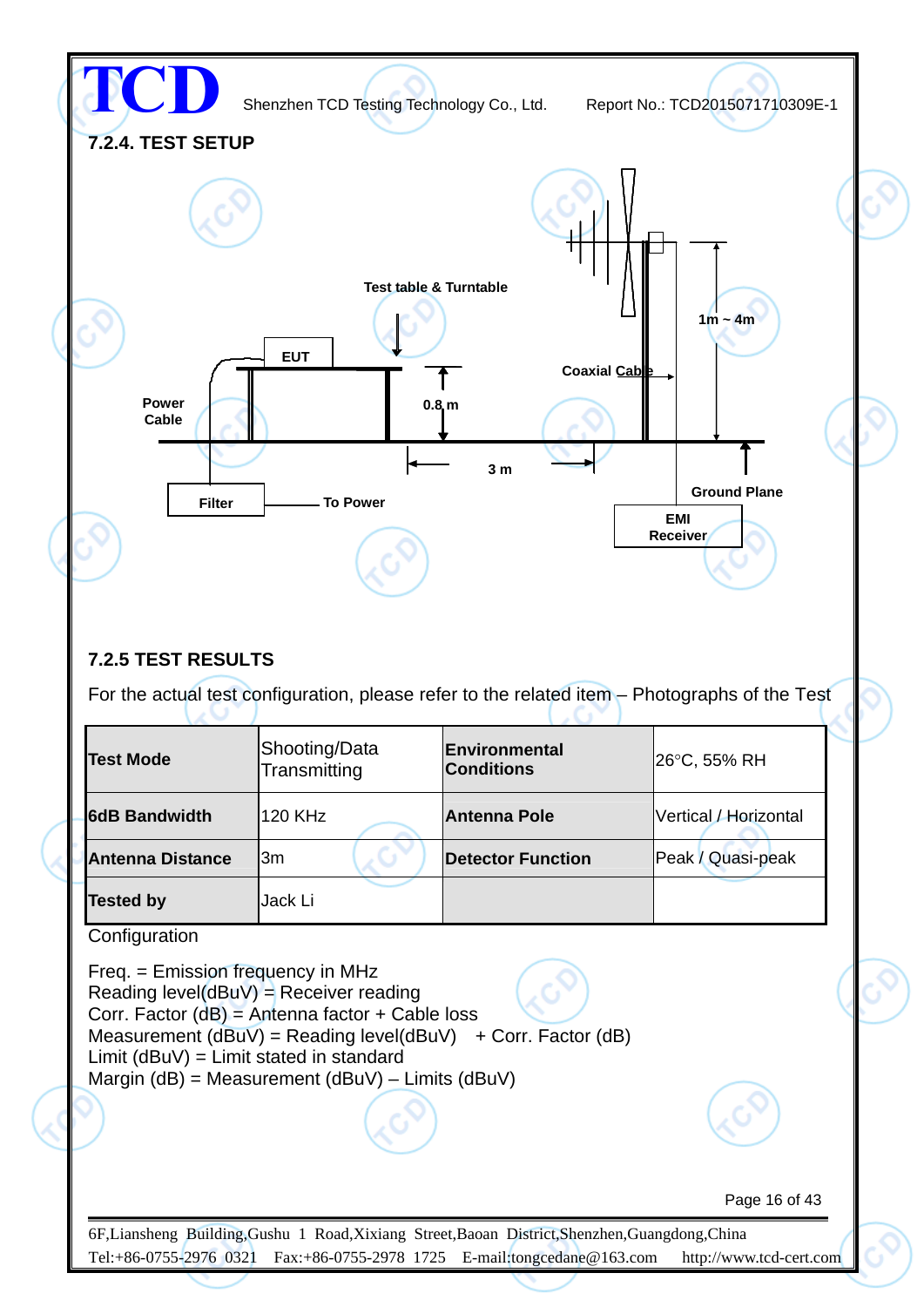### 7.2.4. TEST SETUP

Test table & Turntable

EUT

Power Cable

0.8 m

Coaxial Cable

1m ~ 4m

3 m

Ground Plane

Filter

To Power

EMI Receiver

### 7.2.5 TEST RESULTS

For the actual test configuration, please refer to the related item – Photographs of the Test

| **Test Mode** | Shooting/Data Transmitting | **Environmental Conditions** | 26°C, 55% RH |
|---|---|---|---|
| **6dB Bandwidth** | 120 KHz | **Antenna Pole** | Vertical / Horizontal |
| **Antenna Distance** | 3m | **Detector Function** | Peak / Quasi-peak |
| **Tested by** | Jack Li | | |

Configuration

Freq. = Emission frequency in MHz
Reading level(dBuV) = Receiver reading
Corr. Factor (dB) = Antenna factor + Cable loss
Measurement (dBuV) = Reading level(dBuV) + Corr. Factor (dB)
Limit (dBuV) = Limit stated in standard
Margin (dB) = Measurement (dBuV) – Limits (dBuV)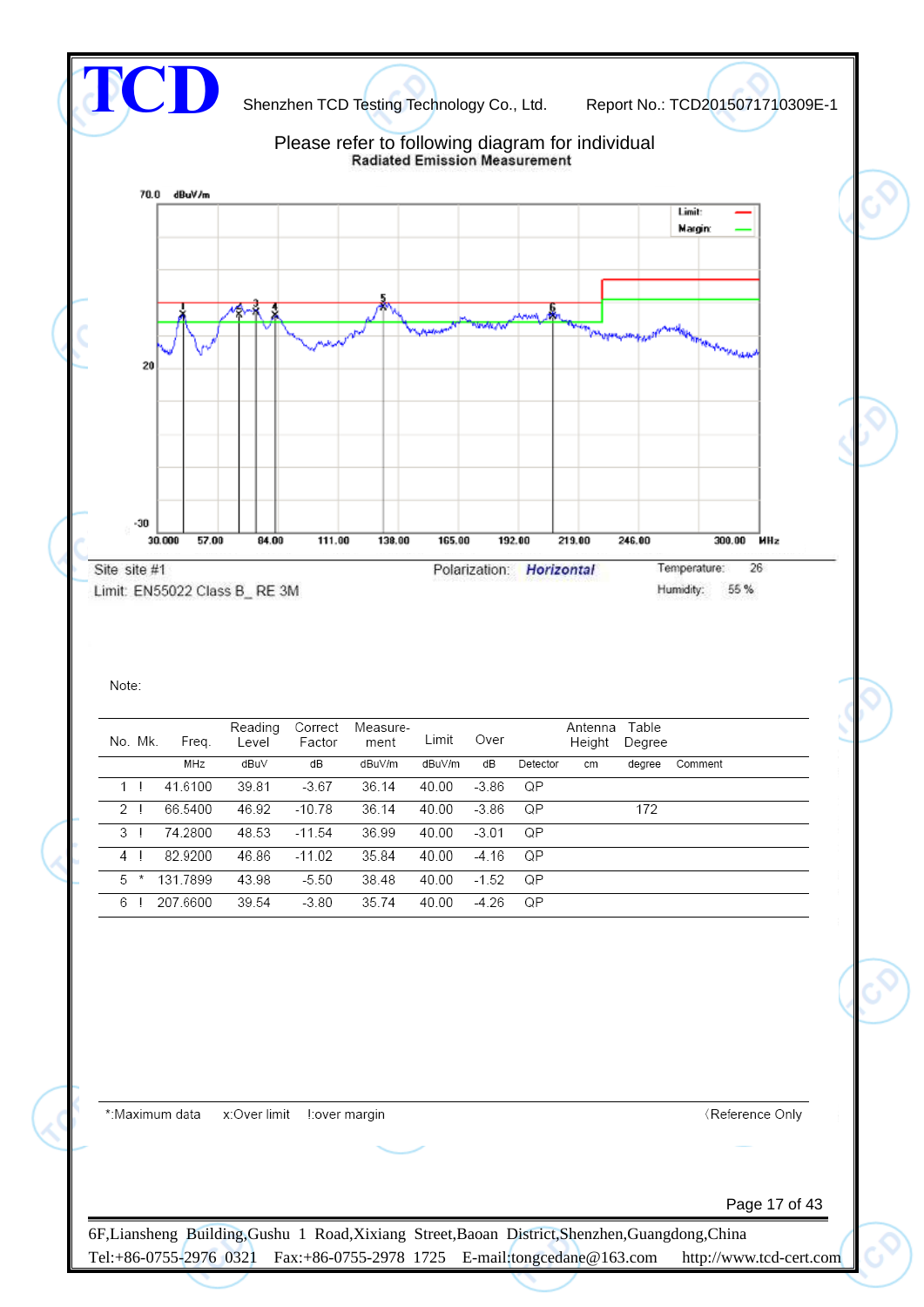Please refer to following diagram for individual

**Radiated Emission Measurement**

Site: site #1

Polarization: *Horizontal*

Temperature: 26

Limit: EN55022 Class B_ RE 3M

Humidity: 55 %

Note:

| No. | Mk. | Freq. | Reading Level | Correct Factor | Measure-ment | Limit | Over | Detector | Antenna Height | Table Degree | Comment |
|---|---|---|---|---|---|---|---|---|---|---|---|
| | | MHz | dBuV | dB | dBuV/m | dBuV/m | dB | Detector | cm | degree | Comment |
| 1 | ! | 41.6100 | 39.81 | -3.67 | 36.14 | 40.00 | -3.86 | QP | | | |
| 2 | ! | 66.5400 | 46.92 | -10.78 | 36.14 | 40.00 | -3.86 | QP | | 172 | |
| 3 | ! | 74.2800 | 48.53 | -11.54 | 36.99 | 40.00 | -3.01 | QP | | | |
| 4 | ! | 82.9200 | 46.86 | -11.02 | 35.84 | 40.00 | -4.16 | QP | | | |
| 5 | * | 131.7899 | 43.98 | -5.50 | 38.48 | 40.00 | -1.52 | QP | | | |
| 6 | ! | 207.6600 | 39.54 | -3.80 | 35.74 | 40.00 | -4.26 | QP | | | |

*:Maximum data x:Over limit !:over margin (Reference Only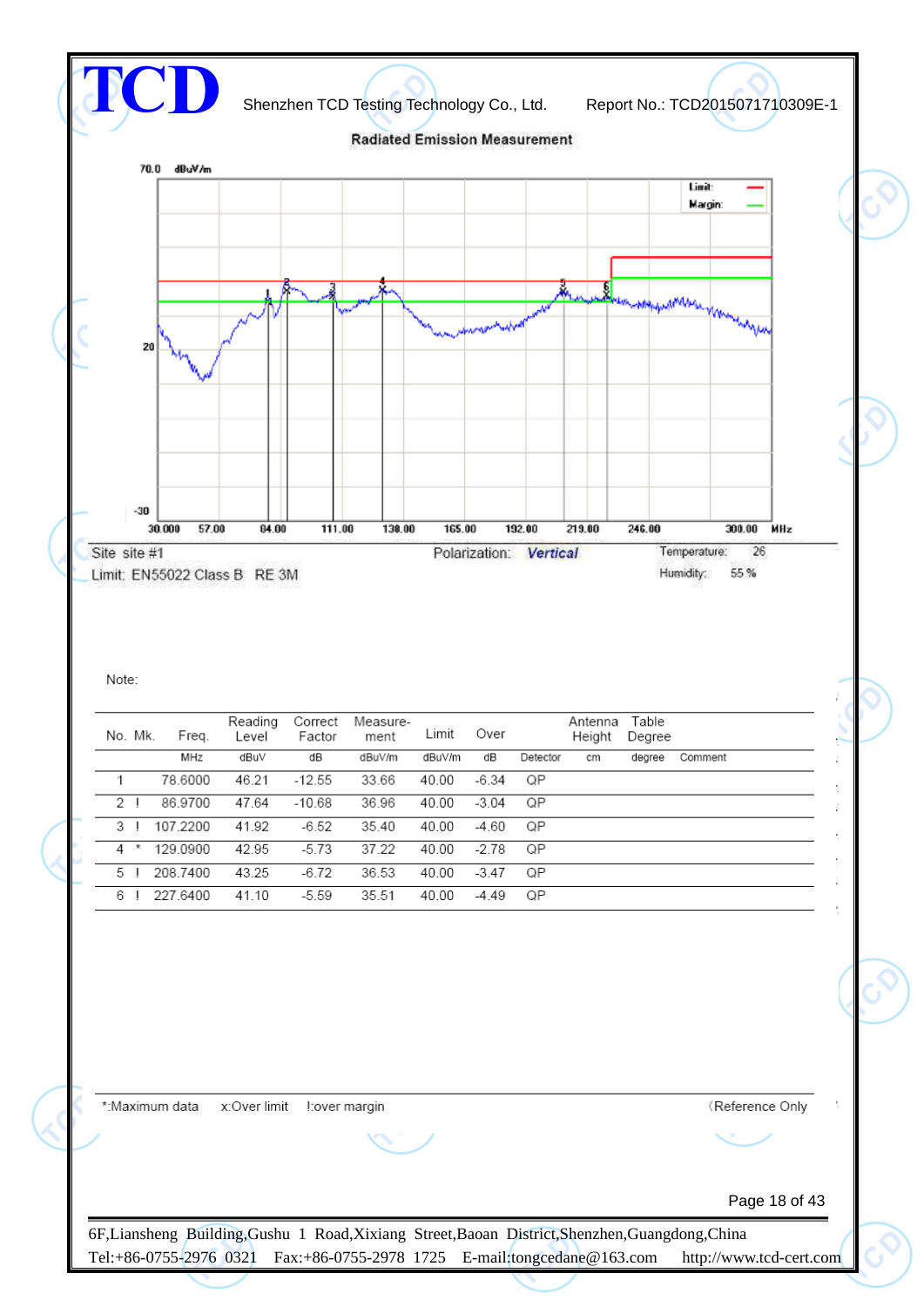**Radiated Emission Measurement**

Site site #1 | Polarization: *Vertical* | Temperature: 26
Limit: EN55022 Class B RE 3M | Humidity: 55 %

Note:

| No. | Mk. | Freq. | Reading Level | Correct Factor | Measure-ment | Limit | Over | Detector | Antenna Height | Table Degree | Comment |
|---|---|---|---|---|---|---|---|---|---|---|---|
| | | MHz | dBuV | dB | dBuV/m | dBuV/m | dB | Detector | cm | degree | Comment |
| 1 | | 78.6000 | 46.21 | -12.55 | 33.66 | 40.00 | -6.34 | QP | | | |
| 2 | ! | 86.9700 | 47.64 | -10.68 | 36.96 | 40.00 | -3.04 | QP | | | |
| 3 | ! | 107.2200 | 41.92 | -6.52 | 35.40 | 40.00 | -4.60 | QP | | | |
| 4 | * | 129.0900 | 42.95 | -5.73 | 37.22 | 40.00 | -2.78 | QP | | | |
| 5 | ! | 208.7400 | 43.25 | -6.72 | 36.53 | 40.00 | -3.47 | QP | | | |
| 6 | ! | 227.6400 | 41.10 | -5.59 | 35.51 | 40.00 | -4.49 | QP | | | |

*:Maximum data x:Over limit !:over margin (Reference Only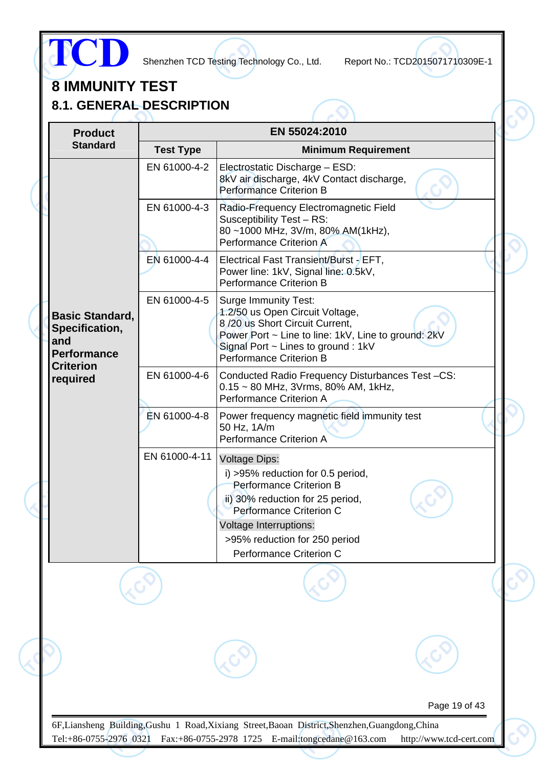# 8 IMMUNITY TEST

## 8.1. GENERAL DESCRIPTION

| Product Standard | EN 55024:2010 | |
|---|---|---|
| | **Test Type** | **Minimum Requirement** |
| **Basic Standard, Specification, and Performance Criterion required** | EN 61000-4-2 | Electrostatic Discharge – ESD:<br>8kV air discharge, 4kV Contact discharge,<br>Performance Criterion B |
| | EN 61000-4-3 | Radio-Frequency Electromagnetic Field Susceptibility Test – RS:<br>80 ~1000 MHz, 3V/m, 80% AM(1kHz),<br>Performance Criterion A |
| | EN 61000-4-4 | Electrical Fast Transient/Burst - EFT,<br>Power line: 1kV, Signal line: 0.5kV,<br>Performance Criterion B |
| | EN 61000-4-5 | Surge Immunity Test:<br>1.2/50 us Open Circuit Voltage,<br>8 /20 us Short Circuit Current,<br>Power Port ~ Line to line: 1kV, Line to ground: 2kV<br>Signal Port ~ Lines to ground : 1kV<br>Performance Criterion B |
| | EN 61000-4-6 | Conducted Radio Frequency Disturbances Test –CS:<br>0.15 ~ 80 MHz, 3Vrms, 80% AM, 1kHz,<br>Performance Criterion A |
| | EN 61000-4-8 | Power frequency magnetic field immunity test<br>50 Hz, 1A/m<br>Performance Criterion A |
| | EN 61000-4-11 | Voltage Dips:<br>i) >95% reduction for 0.5 period,<br>Performance Criterion B<br>ii) 30% reduction for 25 period,<br>Performance Criterion C<br>Voltage Interruptions:<br>>95% reduction for 250 period<br>Performance Criterion C |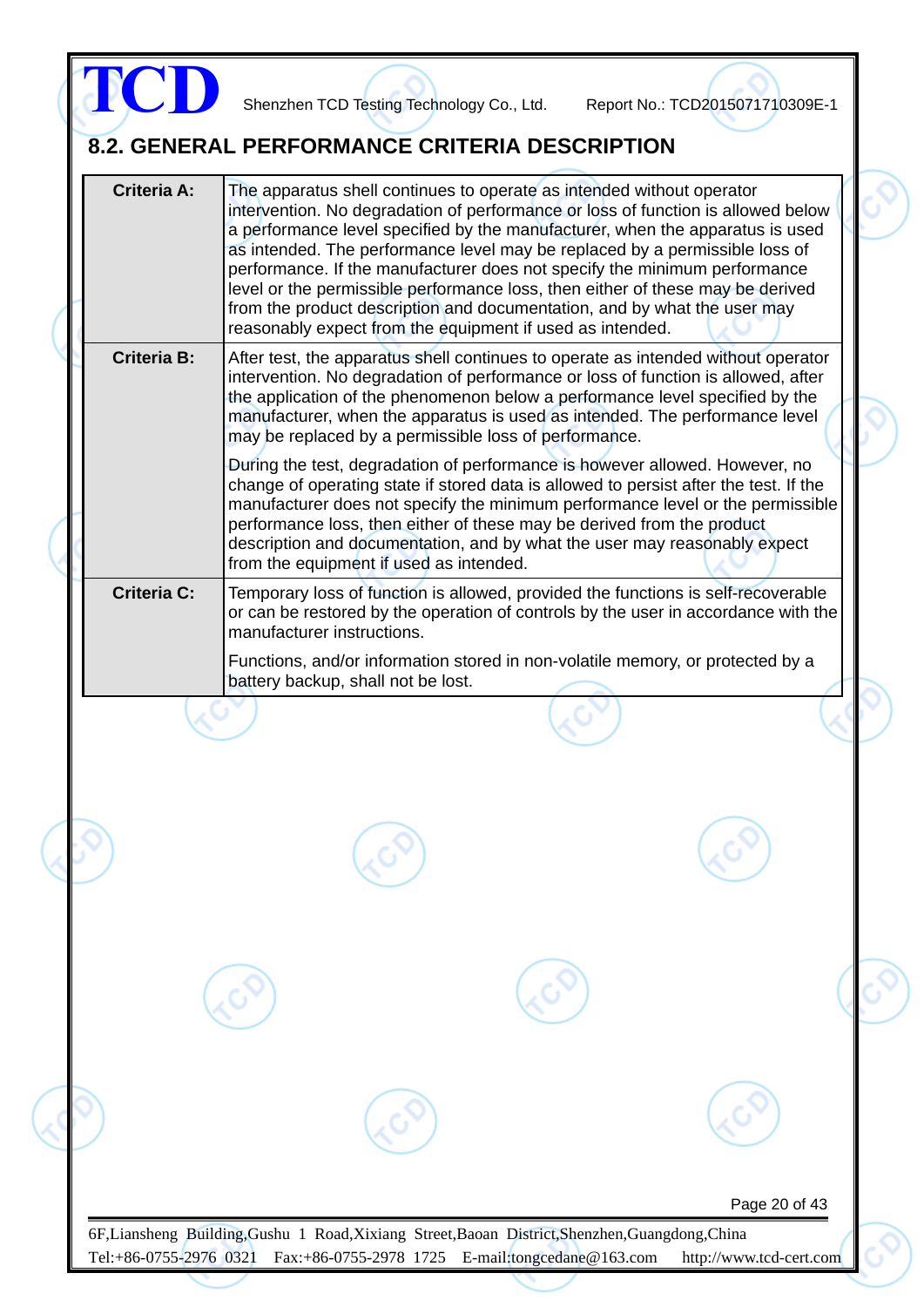## 8.2. GENERAL PERFORMANCE CRITERIA DESCRIPTION

| | |
|---|---|
| **Criteria A:** | The apparatus shell continues to operate as intended without operator intervention. No degradation of performance or loss of function is allowed below a performance level specified by the manufacturer, when the apparatus is used as intended. The performance level may be replaced by a permissible loss of performance. If the manufacturer does not specify the minimum performance level or the permissible performance loss, then either of these may be derived from the product description and documentation, and by what the user may reasonably expect from the equipment if used as intended. |
| **Criteria B:** | After test, the apparatus shell continues to operate as intended without operator intervention. No degradation of performance or loss of function is allowed, after the application of the phenomenon below a performance level specified by the manufacturer, when the apparatus is used as intended. The performance level may be replaced by a permissible loss of performance.<br><br>During the test, degradation of performance is however allowed. However, no change of operating state if stored data is allowed to persist after the test. If the manufacturer does not specify the minimum performance level or the permissible performance loss, then either of these may be derived from the product description and documentation, and by what the user may reasonably expect from the equipment if used as intended. |
| **Criteria C:** | Temporary loss of function is allowed, provided the functions is self-recoverable or can be restored by the operation of controls by the user in accordance with the manufacturer instructions.<br><br>Functions, and/or information stored in non-volatile memory, or protected by a battery backup, shall not be lost. |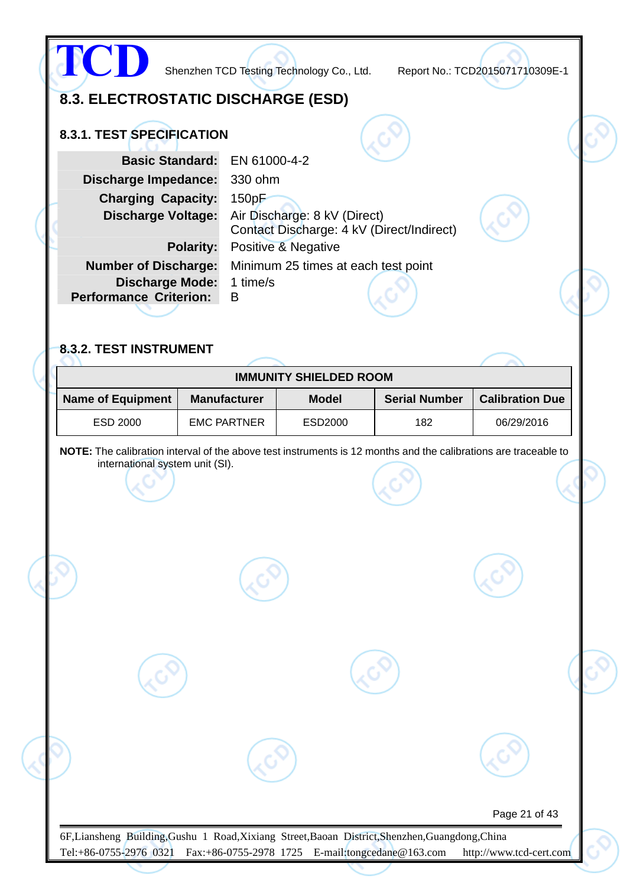## 8.3. ELECTROSTATIC DISCHARGE (ESD)

### 8.3.1. TEST SPECIFICATION

| | |
|---|---|
| **Basic Standard:** | EN 61000-4-2 |
| **Discharge Impedance:** | 330 ohm |
| **Charging Capacity:** | 150pF |
| **Discharge Voltage:** | Air Discharge: 8 kV (Direct)<br>Contact Discharge: 4 kV (Direct/Indirect) |
| **Polarity:** | Positive & Negative |
| **Number of Discharge:** | Minimum 25 times at each test point |
| **Discharge Mode:** | 1 time/s |
| **Performance Criterion:** | B |

### 8.3.2. TEST INSTRUMENT

| IMMUNITY SHIELDED ROOM | | | | |
|---|---|---|---|---|
| **Name of Equipment** | **Manufacturer** | **Model** | **Serial Number** | **Calibration Due** |
| ESD 2000 | EMC PARTNER | ESD2000 | 182 | 06/29/2016 |

**NOTE:** The calibration interval of the above test instruments is 12 months and the calibrations are traceable to international system unit (SI).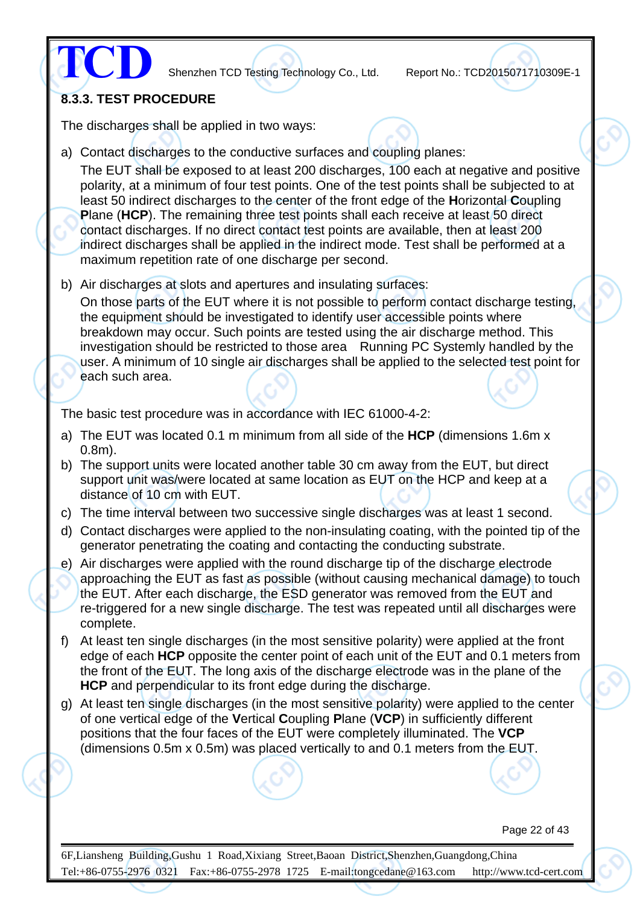### 8.3.3. TEST PROCEDURE

The discharges shall be applied in two ways:

a) Contact discharges to the conductive surfaces and coupling planes:
   The EUT shall be exposed to at least 200 discharges, 100 each at negative and positive polarity, at a minimum of four test points. One of the test points shall be subjected to at least 50 indirect discharges to the center of the front edge of the **H**orizontal **C**oupling **P**lane (**HCP**). The remaining three test points shall each receive at least 50 direct contact discharges. If no direct contact test points are available, then at least 200 indirect discharges shall be applied in the indirect mode. Test shall be performed at a maximum repetition rate of one discharge per second.

b) Air discharges at slots and apertures and insulating surfaces:
   On those parts of the EUT where it is not possible to perform contact discharge testing, the equipment should be investigated to identify user accessible points where breakdown may occur. Such points are tested using the air discharge method. This investigation should be restricted to those area Running PC Systemly handled by the user. A minimum of 10 single air discharges shall be applied to the selected test point for each such area.

The basic test procedure was in accordance with IEC 61000-4-2:

a) The EUT was located 0.1 m minimum from all side of the **HCP** (dimensions 1.6m x 0.8m).
b) The support units were located another table 30 cm away from the EUT, but direct support unit was/were located at same location as EUT on the HCP and keep at a distance of 10 cm with EUT.
c) The time interval between two successive single discharges was at least 1 second.
d) Contact discharges were applied to the non-insulating coating, with the pointed tip of the generator penetrating the coating and contacting the conducting substrate.
e) Air discharges were applied with the round discharge tip of the discharge electrode approaching the EUT as fast as possible (without causing mechanical damage) to touch the EUT. After each discharge, the ESD generator was removed from the EUT and re-triggered for a new single discharge. The test was repeated until all discharges were complete.
f) At least ten single discharges (in the most sensitive polarity) were applied at the front edge of each **HCP** opposite the center point of each unit of the EUT and 0.1 meters from the front of the EUT. The long axis of the discharge electrode was in the plane of the **HCP** and perpendicular to its front edge during the discharge.
g) At least ten single discharges (in the most sensitive polarity) were applied to the center of one vertical edge of the **V**ertical **C**oupling **P**lane (**VCP**) in sufficiently different positions that the four faces of the EUT were completely illuminated. The **VCP** (dimensions 0.5m x 0.5m) was placed vertically to and 0.1 meters from the EUT.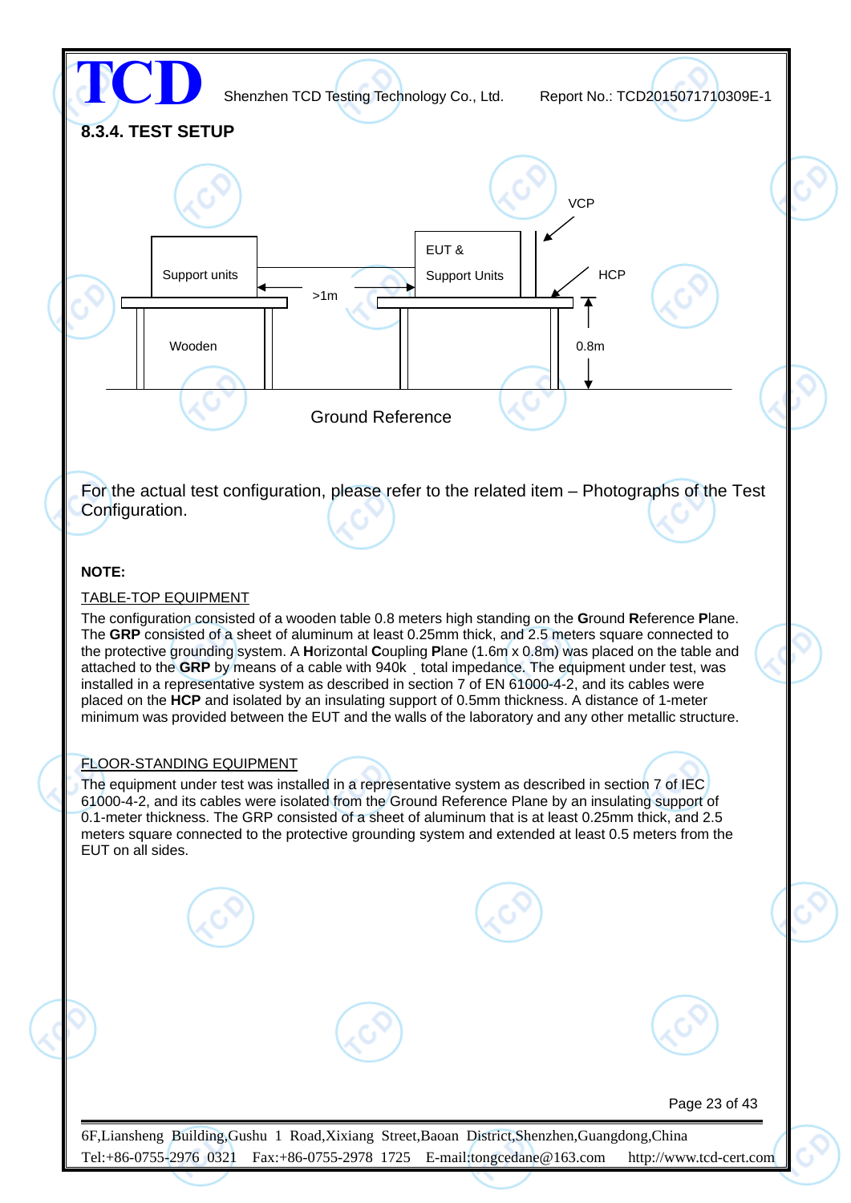### 8.3.4. TEST SETUP

Support units

>1m

EUT &
Support Units

VCP

HCP

0.8m

Wooden

Ground Reference

For the actual test configuration, please refer to the related item – Photographs of the Test Configuration.

**NOTE:**

TABLE-TOP EQUIPMENT

The configuration consisted of a wooden table 0.8 meters high standing on the **G**round **R**eference **P**lane. The **GRP** consisted of a sheet of aluminum at least 0.25mm thick, and 2.5 meters square connected to the protective grounding system. A **H**orizontal **C**oupling **P**lane (1.6m x 0.8m) was placed on the table and attached to the **GRP** by means of a cable with 940k total impedance. The equipment under test, was installed in a representative system as described in section 7 of EN 61000-4-2, and its cables were placed on the **HCP** and isolated by an insulating support of 0.5mm thickness. A distance of 1-meter minimum was provided between the EUT and the walls of the laboratory and any other metallic structure.

FLOOR-STANDING EQUIPMENT

The equipment under test was installed in a representative system as described in section 7 of IEC 61000-4-2, and its cables were isolated from the Ground Reference Plane by an insulating support of 0.1-meter thickness. The GRP consisted of a sheet of aluminum that is at least 0.25mm thick, and 2.5 meters square connected to the protective grounding system and extended at least 0.5 meters from the EUT on all sides.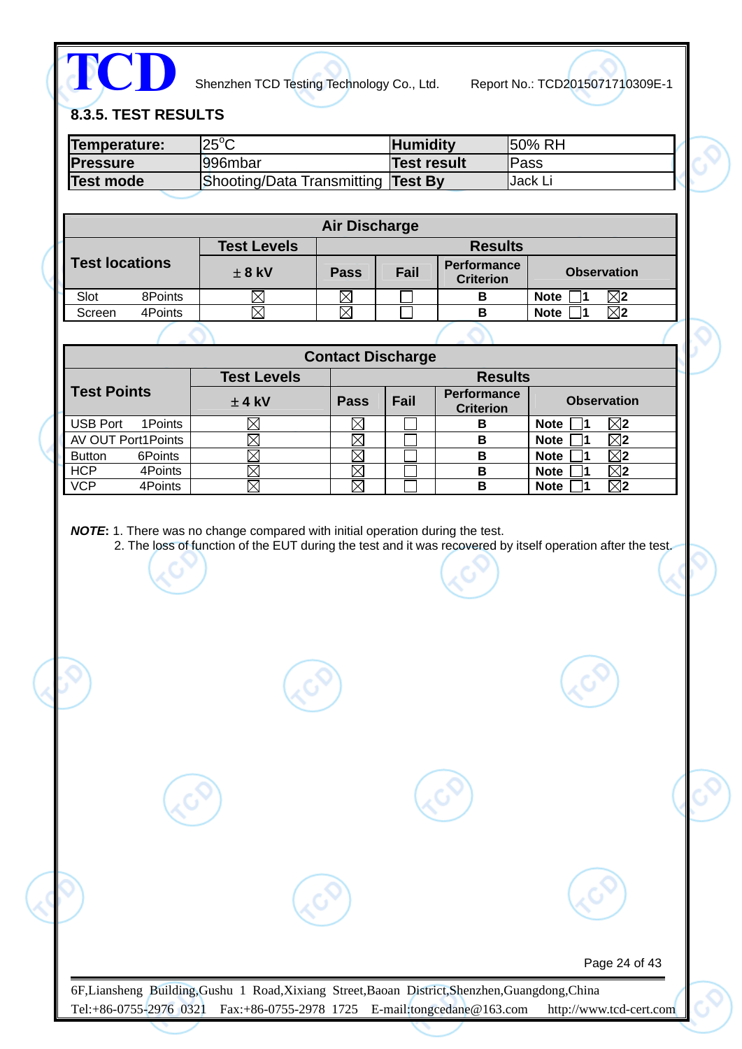### 8.3.5. TEST RESULTS

| **Temperature:** | 25°C | **Humidity** | 50% RH |
|---|---|---|---|
| **Pressure** | 996mbar | **Test result** | Pass |
| **Test mode** | Shooting/Data Transmitting | **Test By** | Jack Li |

| **Air Discharge** | | | | | |
|---|---|---|---|---|---|
| **Test locations** | **Test Levels** | **Results** | | | |
| | **±8 kV** | **Pass** | **Fail** | **Performance Criterion** | **Observation** |
| Slot 8Points | ☒ | ☒ | ☐ | **B** | **Note** ☐**1** ☒**2** |
| Screen 4Points | ☒ | ☒ | ☐ | **B** | **Note** ☐**1** ☒**2** |

| **Contact Discharge** | | | | | |
|---|---|---|---|---|---|
| **Test Points** | **Test Levels** | **Results** | | | |
| | **±4 kV** | **Pass** | **Fail** | **Performance Criterion** | **Observation** |
| USB Port 1Points | ☒ | ☒ | ☐ | **B** | **Note** ☐**1** ☒**2** |
| AV OUT Port1Points | ☒ | ☒ | ☐ | **B** | **Note** ☐**1** ☒**2** |
| Button 6Points | ☒ | ☒ | ☐ | **B** | **Note** ☐**1** ☒**2** |
| HCP 4Points | ☒ | ☒ | ☐ | **B** | **Note** ☐**1** ☒**2** |
| VCP 4Points | ☒ | ☒ | ☐ | **B** | **Note** ☐**1** ☒**2** |

***NOTE*:** 1. There was no change compared with initial operation during the test.
2. The loss of function of the EUT during the test and it was recovered by itself operation after the test.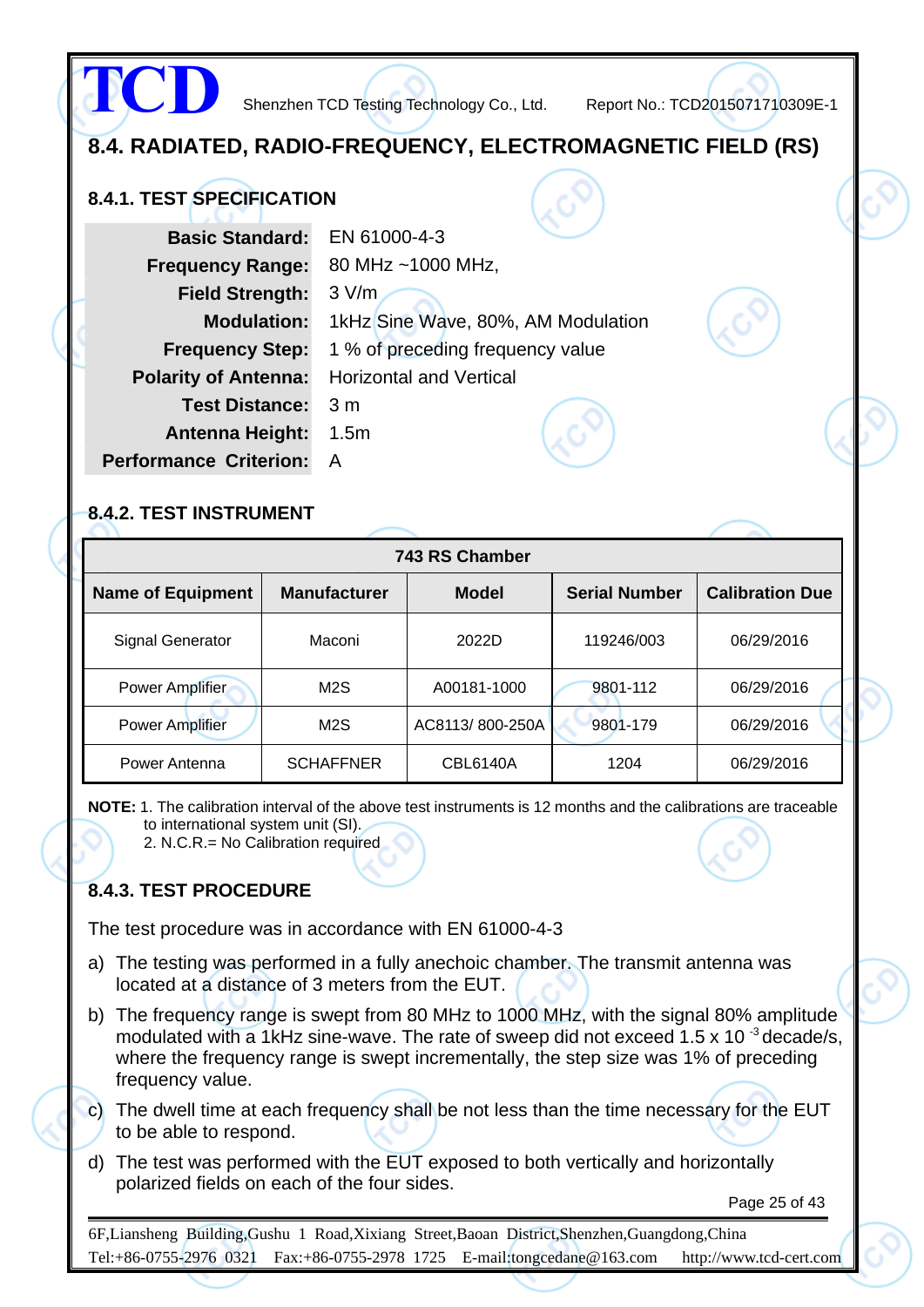## 8.4. RADIATED, RADIO-FREQUENCY, ELECTROMAGNETIC FIELD (RS)

### 8.4.1. TEST SPECIFICATION

| | |
|---|---|
| **Basic Standard:** | EN 61000-4-3 |
| **Frequency Range:** | 80 MHz ~1000 MHz, |
| **Field Strength:** | 3 V/m |
| **Modulation:** | 1kHz Sine Wave, 80%, AM Modulation |
| **Frequency Step:** | 1 % of preceding frequency value |
| **Polarity of Antenna:** | Horizontal and Vertical |
| **Test Distance:** | 3 m |
| **Antenna Height:** | 1.5m |
| **Performance Criterion:** | A |

### 8.4.2. TEST INSTRUMENT

| 743 RS Chamber | | | | |
|---|---|---|---|---|
| **Name of Equipment** | **Manufacturer** | **Model** | **Serial Number** | **Calibration Due** |
| Signal Generator | Maconi | 2022D | 119246/003 | 06/29/2016 |
| Power Amplifier | M2S | A00181-1000 | 9801-112 | 06/29/2016 |
| Power Amplifier | M2S | AC8113/ 800-250A | 9801-179 | 06/29/2016 |
| Power Antenna | SCHAFFNER | CBL6140A | 1204 | 06/29/2016 |

**NOTE:** 1. The calibration interval of the above test instruments is 12 months and the calibrations are traceable to international system unit (SI).
2. N.C.R.= No Calibration required

### 8.4.3. TEST PROCEDURE

The test procedure was in accordance with EN 61000-4-3

a) The testing was performed in a fully anechoic chamber. The transmit antenna was located at a distance of 3 meters from the EUT.

b) The frequency range is swept from 80 MHz to 1000 MHz, with the signal 80% amplitude modulated with a 1kHz sine-wave. The rate of sweep did not exceed $1.5 \times 10^{-3}$ decade/s, where the frequency range is swept incrementally, the step size was 1% of preceding frequency value.

c) The dwell time at each frequency shall be not less than the time necessary for the EUT to be able to respond.

d) The test was performed with the EUT exposed to both vertically and horizontally polarized fields on each of the four sides.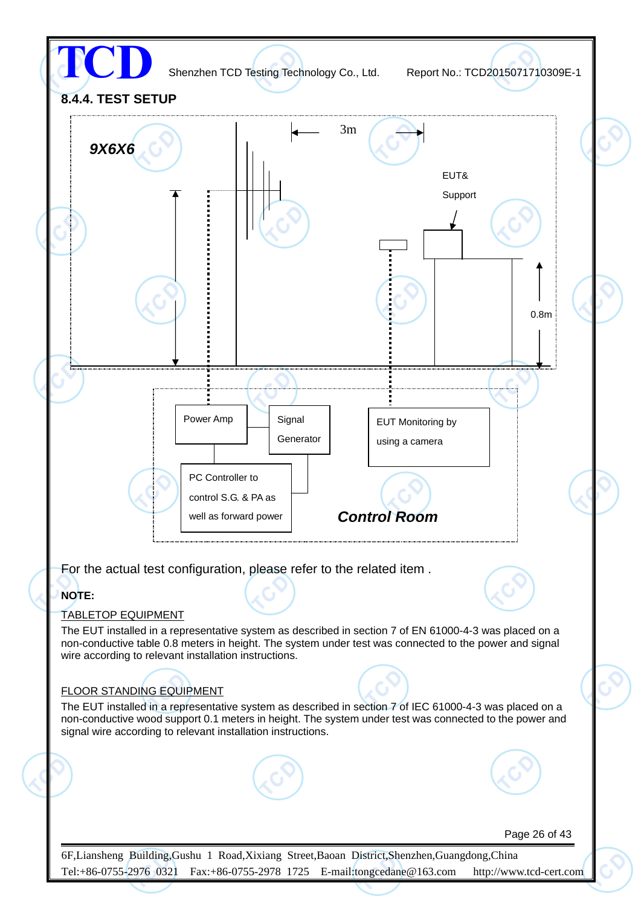### 8.4.4. TEST SETUP

9X6X6

3m

EUT&
Support

0.8m

Power Amp

Signal
Generator

EUT Monitoring by
using a camera

PC Controller to
control S.G. & PA as
well as forward power

**Control Room**

For the actual test configuration, please refer to the related item .

**NOTE:**

TABLETOP EQUIPMENT

The EUT installed in a representative system as described in section 7 of EN 61000-4-3 was placed on a non-conductive table 0.8 meters in height. The system under test was connected to the power and signal wire according to relevant installation instructions.

FLOOR STANDING EQUIPMENT

The EUT installed in a representative system as described in section 7 of IEC 61000-4-3 was placed on a non-conductive wood support 0.1 meters in height. The system under test was connected to the power and signal wire according to relevant installation instructions.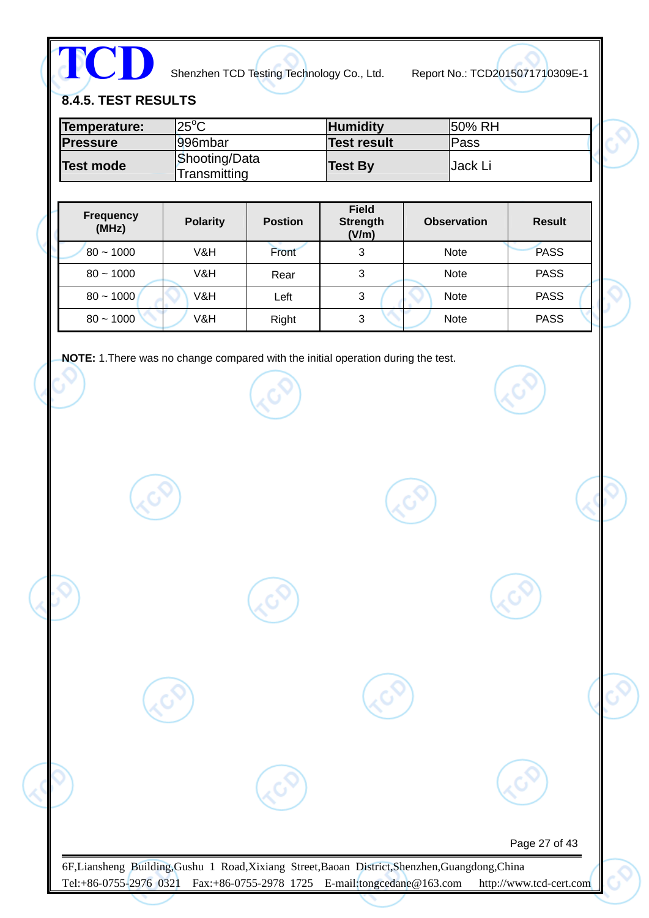## 8.4.5. TEST RESULTS

| **Temperature:** | 25$^{o}$C | **Humidity** | 50% RH |
|---|---|---|---|
| **Pressure** | 996mbar | **Test result** | Pass |
| **Test mode** | Shooting/Data Transmitting | **Test By** | Jack Li |

| Frequency (MHz) | Polarity | Postion | Field Strength (V/m) | Observation | Result |
|---|---|---|---|---|---|
| 80 ~ 1000 | V&H | Front | 3 | Note | PASS |
| 80 ~ 1000 | V&H | Rear | 3 | Note | PASS |
| 80 ~ 1000 | V&H | Left | 3 | Note | PASS |
| 80 ~ 1000 | V&H | Right | 3 | Note | PASS |

**NOTE:** 1.There was no change compared with the initial operation during the test.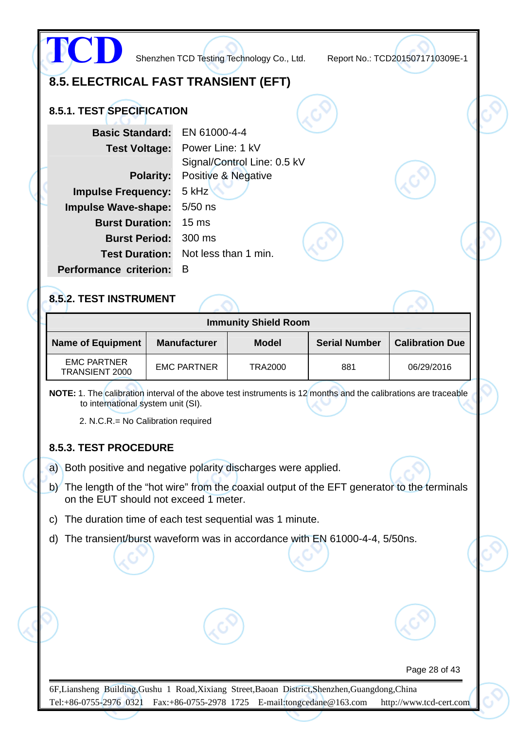## 8.5. ELECTRICAL FAST TRANSIENT (EFT)

### 8.5.1. TEST SPECIFICATION

| | |
|---|---|
| **Basic Standard:** | EN 61000-4-4 |
| **Test Voltage:** | Power Line: 1 kV<br>Signal/Control Line: 0.5 kV |
| **Polarity:** | Positive & Negative |
| **Impulse Frequency:** | 5 kHz |
| **Impulse Wave-shape:** | 5/50 ns |
| **Burst Duration:** | 15 ms |
| **Burst Period:** | 300 ms |
| **Test Duration:** | Not less than 1 min. |
| **Performance criterion:** | B |

### 8.5.2. TEST INSTRUMENT

| Immunity Shield Room | | | | |
|---|---|---|---|---|
| **Name of Equipment** | **Manufacturer** | **Model** | **Serial Number** | **Calibration Due** |
| EMC PARTNER TRANSIENT 2000 | EMC PARTNER | TRA2000 | 881 | 06/29/2016 |

**NOTE:** 1. The calibration interval of the above test instruments is 12 months and the calibrations are traceable to international system unit (SI).

2. N.C.R.= No Calibration required

### 8.5.3. TEST PROCEDURE

a) Both positive and negative polarity discharges were applied.

b) The length of the “hot wire” from the coaxial output of the EFT generator to the terminals on the EUT should not exceed 1 meter.

c) The duration time of each test sequential was 1 minute.

d) The transient/burst waveform was in accordance with EN 61000-4-4, 5/50ns.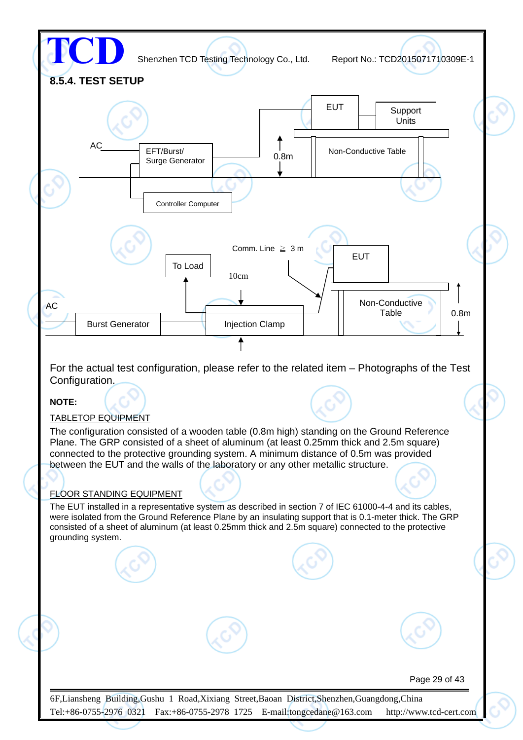## 8.5.4. TEST SETUP

AC

EFT/Burst/ Surge Generator

Controller Computer

0.8m

EUT

Support Units

Non-Conductive Table

Comm. Line ≧ 3 m

To Load

10cm

EUT

AC

Burst Generator

Injection Clamp

Non-Conductive Table

0.8m

For the actual test configuration, please refer to the related item – Photographs of the Test Configuration.

**NOTE:**

TABLETOP EQUIPMENT

The configuration consisted of a wooden table (0.8m high) standing on the Ground Reference Plane. The GRP consisted of a sheet of aluminum (at least 0.25mm thick and 2.5m square) connected to the protective grounding system. A minimum distance of 0.5m was provided between the EUT and the walls of the laboratory or any other metallic structure.

FLOOR STANDING EQUIPMENT

The EUT installed in a representative system as described in section 7 of IEC 61000-4-4 and its cables, were isolated from the Ground Reference Plane by an insulating support that is 0.1-meter thick. The GRP consisted of a sheet of aluminum (at least 0.25mm thick and 2.5m square) connected to the protective grounding system.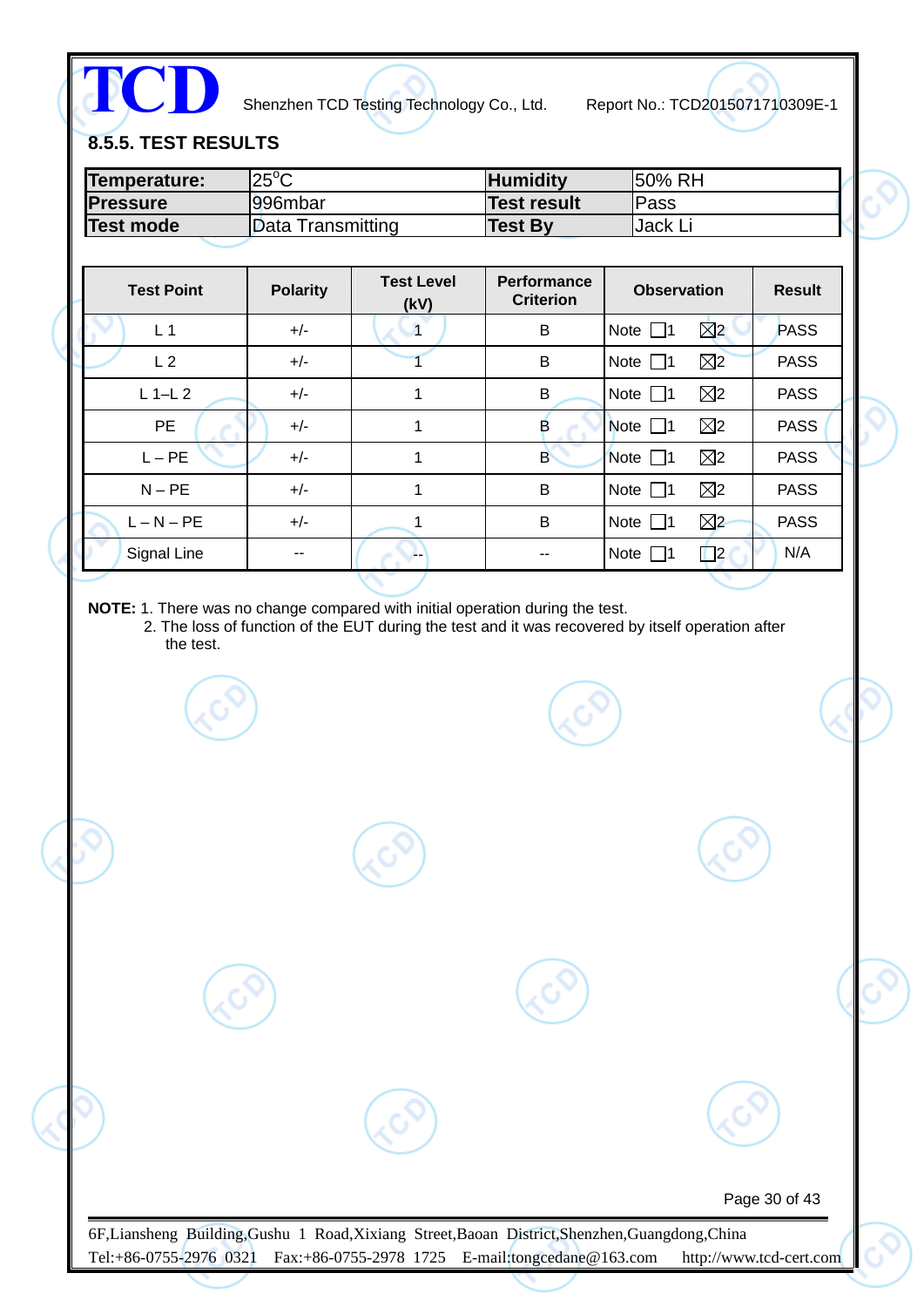### 8.5.5. TEST RESULTS

| **Temperature:** | 25°C | **Humidity** | 50% RH |
|---|---|---|---|
| **Pressure** | 996mbar | **Test result** | Pass |
| **Test mode** | Data Transmitting | **Test By** | Jack Li |

| Test Point | Polarity | Test Level (kV) | Performance Criterion | Observation | Result |
|---|---|---|---|---|---|
| L 1 | +/- | 1 | B | Note ☐1 ☒2 | PASS |
| L 2 | +/- | 1 | B | Note ☐1 ☒2 | PASS |
| L 1–L 2 | +/- | 1 | B | Note ☐1 ☒2 | PASS |
| PE | +/- | 1 | B | Note ☐1 ☒2 | PASS |
| L – PE | +/- | 1 | B | Note ☐1 ☒2 | PASS |
| N – PE | +/- | 1 | B | Note ☐1 ☒2 | PASS |
| L – N – PE | +/- | 1 | B | Note ☐1 ☒2 | PASS |
| Signal Line | -- | -- | -- | Note ☐1 ☐2 | N/A |

**NOTE:** 1. There was no change compared with initial operation during the test.
2. The loss of function of the EUT during the test and it was recovered by itself operation after the test.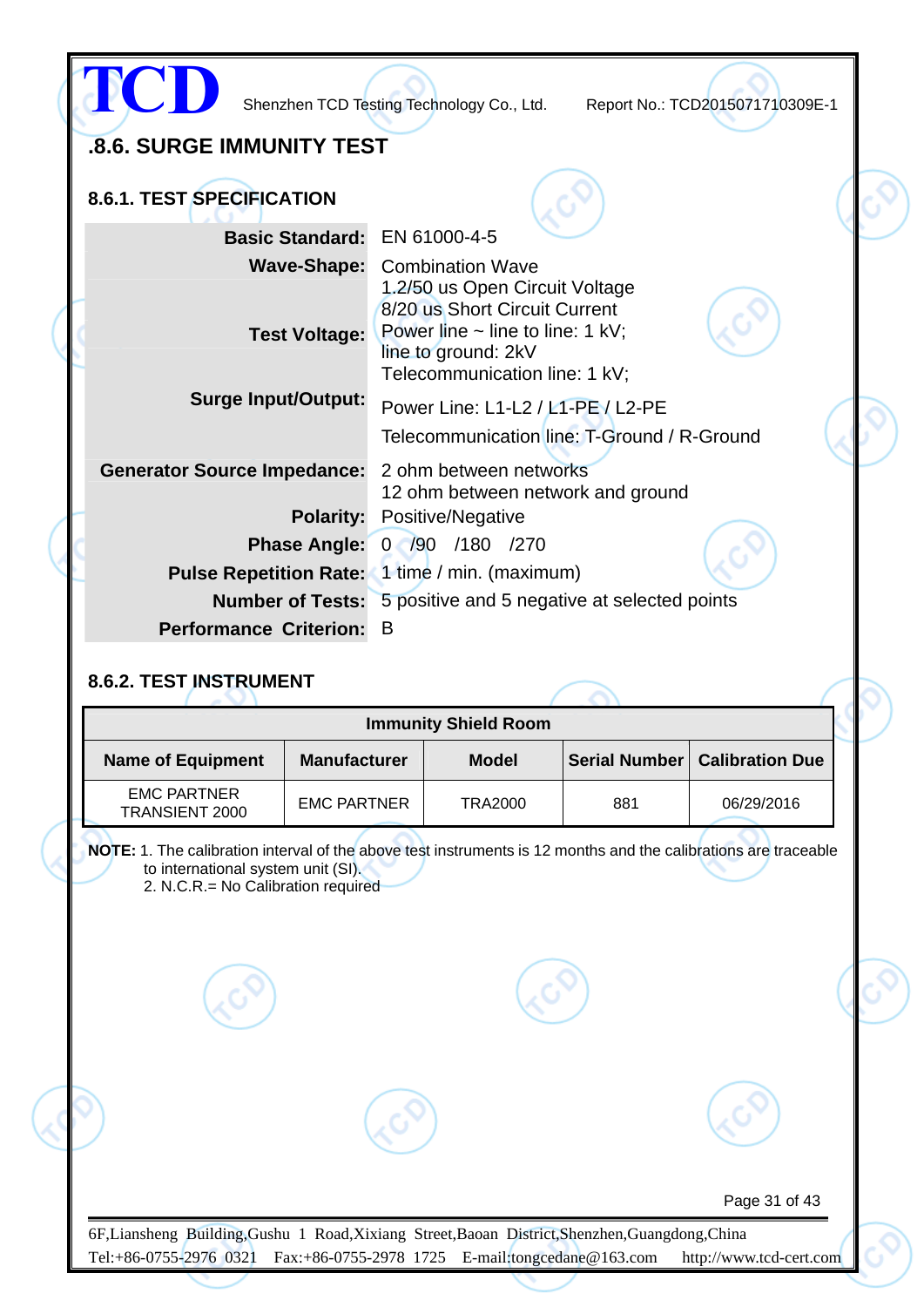## .8.6. SURGE IMMUNITY TEST

### 8.6.1. TEST SPECIFICATION

| | |
|---|---|
| **Basic Standard:** | EN 61000-4-5 |
| **Wave-Shape:** | Combination Wave<br>1.2/50 us Open Circuit Voltage<br>8/20 us Short Circuit Current |
| **Test Voltage:** | Power line ~ line to line: 1 kV;<br>line to ground: 2kV<br>Telecommunication line: 1 kV; |
| **Surge Input/Output:** | Power Line: L1-L2 / L1-PE / L2-PE<br>Telecommunication line: T-Ground / R-Ground |
| **Generator Source Impedance:** | 2 ohm between networks<br>12 ohm between network and ground |
| **Polarity:** | Positive/Negative |
| **Phase Angle:** | 0 /90 /180 /270 |
| **Pulse Repetition Rate:** | 1 time / min. (maximum) |
| **Number of Tests:** | 5 positive and 5 negative at selected points |
| **Performance Criterion:** | B |

### 8.6.2. TEST INSTRUMENT

| Immunity Shield Room | | | | |
|---|---|---|---|---|
| **Name of Equipment** | **Manufacturer** | **Model** | **Serial Number** | **Calibration Due** |
| EMC PARTNER TRANSIENT 2000 | EMC PARTNER | TRA2000 | 881 | 06/29/2016 |

**NOTE:** 1. The calibration interval of the above test instruments is 12 months and the calibrations are traceable to international system unit (SI).
2. N.C.R.= No Calibration required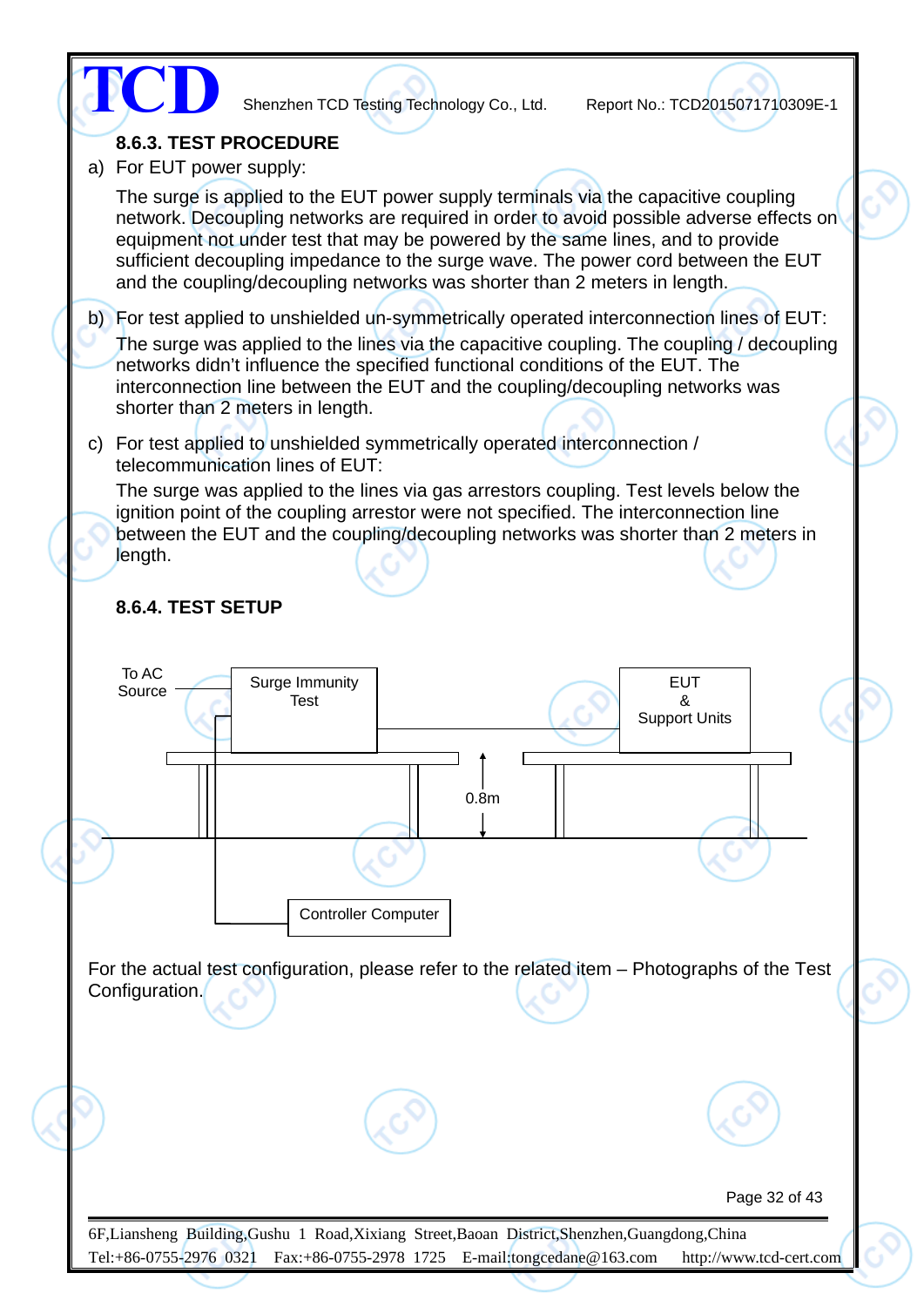### 8.6.3. TEST PROCEDURE

a) For EUT power supply:

The surge is applied to the EUT power supply terminals via the capacitive coupling network. Decoupling networks are required in order to avoid possible adverse effects on equipment not under test that may be powered by the same lines, and to provide sufficient decoupling impedance to the surge wave. The power cord between the EUT and the coupling/decoupling networks was shorter than 2 meters in length.

b) For test applied to unshielded un-symmetrically operated interconnection lines of EUT:

The surge was applied to the lines via the capacitive coupling. The coupling / decoupling networks didn't influence the specified functional conditions of the EUT. The interconnection line between the EUT and the coupling/decoupling networks was shorter than 2 meters in length.

c) For test applied to unshielded symmetrically operated interconnection / telecommunication lines of EUT:

The surge was applied to the lines via gas arrestors coupling. Test levels below the ignition point of the coupling arrestor were not specified. The interconnection line between the EUT and the coupling/decoupling networks was shorter than 2 meters in length.

### 8.6.4. TEST SETUP

To AC Source

Surge Immunity Test

EUT & Support Units

0.8m

Controller Computer

For the actual test configuration, please refer to the related item – Photographs of the Test Configuration.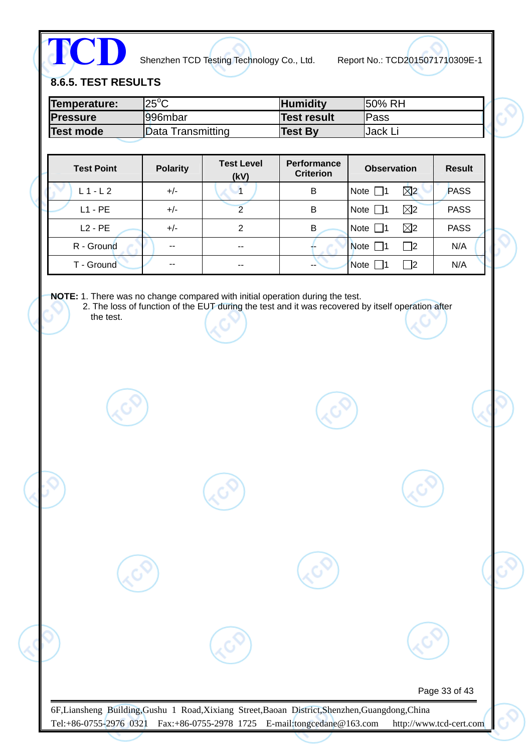### 8.6.5. TEST RESULTS

| **Temperature:** | 25°C | **Humidity** | 50% RH |
|---|---|---|---|
| **Pressure** | 996mbar | **Test result** | Pass |
| **Test mode** | Data Transmitting | **Test By** | Jack Li |

| Test Point | Polarity | Test Level (kV) | Performance Criterion | Observation | Result |
|---|---|---|---|---|---|
| L 1 - L 2 | +/- | 1 | B | Note ☐1 ☒2 | PASS |
| L1 - PE | +/- | 2 | B | Note ☐1 ☒2 | PASS |
| L2 - PE | +/- | 2 | B | Note ☐1 ☒2 | PASS |
| R - Ground | -- | -- | -- | Note ☐1 ☐2 | N/A |
| T - Ground | -- | -- | -- | Note ☐1 ☐2 | N/A |

**NOTE:** 1. There was no change compared with initial operation during the test.
2. The loss of function of the EUT during the test and it was recovered by itself operation after the test.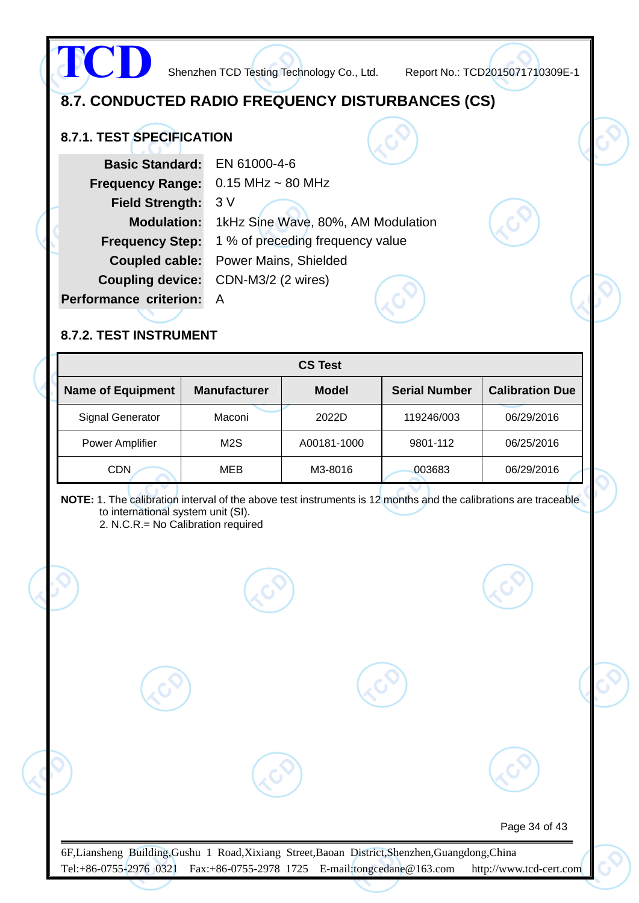## 8.7. CONDUCTED RADIO FREQUENCY DISTURBANCES (CS)

### 8.7.1. TEST SPECIFICATION

| | |
|---|---|
| **Basic Standard:** | EN 61000-4-6 |
| **Frequency Range:** | 0.15 MHz ~ 80 MHz |
| **Field Strength:** | 3 V |
| **Modulation:** | 1kHz Sine Wave, 80%, AM Modulation |
| **Frequency Step:** | 1 % of preceding frequency value |
| **Coupled cable:** | Power Mains, Shielded |
| **Coupling device:** | CDN-M3/2 (2 wires) |
| **Performance criterion:** | A |

### 8.7.2. TEST INSTRUMENT

| CS Test | | | | |
|---|---|---|---|---|
| **Name of Equipment** | **Manufacturer** | **Model** | **Serial Number** | **Calibration Due** |
| Signal Generator | Maconi | 2022D | 119246/003 | 06/29/2016 |
| Power Amplifier | M2S | A00181-1000 | 9801-112 | 06/25/2016 |
| CDN | MEB | M3-8016 | 003683 | 06/29/2016 |

**NOTE:** 1. The calibration interval of the above test instruments is 12 months and the calibrations are traceable to international system unit (SI).
2. N.C.R.= No Calibration required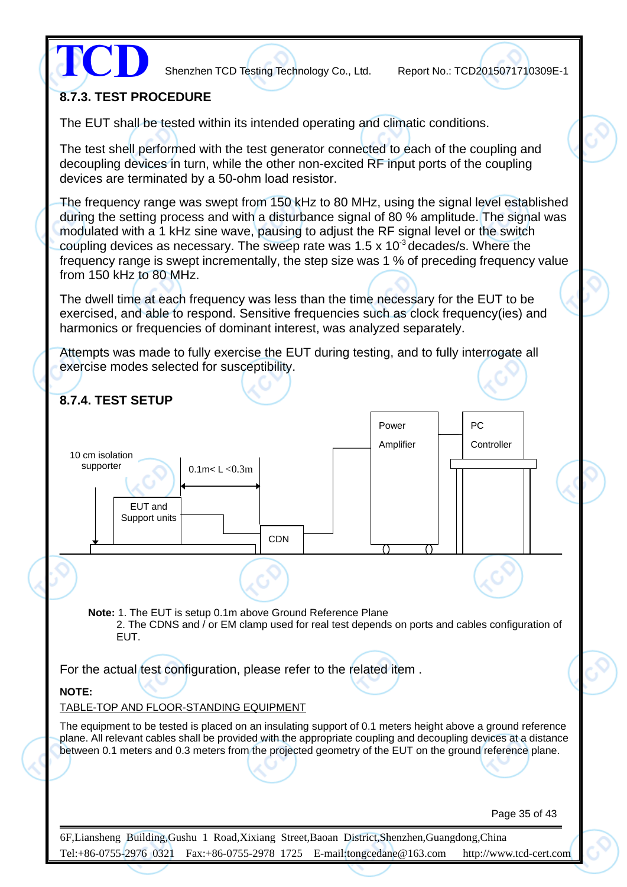### 8.7.3. TEST PROCEDURE

The EUT shall be tested within its intended operating and climatic conditions.

The test shell performed with the test generator connected to each of the coupling and decoupling devices in turn, while the other non-excited RF input ports of the coupling devices are terminated by a 50-ohm load resistor.

The frequency range was swept from 150 kHz to 80 MHz, using the signal level established during the setting process and with a disturbance signal of 80 % amplitude. The signal was modulated with a 1 kHz sine wave, pausing to adjust the RF signal level or the switch coupling devices as necessary. The sweep rate was 1.5 x $10^{-3}$ decades/s. Where the frequency range is swept incrementally, the step size was 1 % of preceding frequency value from 150 kHz to 80 MHz.

The dwell time at each frequency was less than the time necessary for the EUT to be exercised, and able to respond. Sensitive frequencies such as clock frequency(ies) and harmonics or frequencies of dominant interest, was analyzed separately.

Attempts was made to fully exercise the EUT during testing, and to fully interrogate all exercise modes selected for susceptibility.

### 8.7.4. TEST SETUP

10 cm isolation supporter

0.1m< L <0.3m

EUT and Support units

CDN

Power Amplifier

PC Controller

**Note:** 1. The EUT is setup 0.1m above Ground Reference Plane
2. The CDNS and / or EM clamp used for real test depends on ports and cables configuration of EUT.

For the actual test configuration, please refer to the related item .

**NOTE:**

TABLE-TOP AND FLOOR-STANDING EQUIPMENT

The equipment to be tested is placed on an insulating support of 0.1 meters height above a ground reference plane. All relevant cables shall be provided with the appropriate coupling and decoupling devices at a distance between 0.1 meters and 0.3 meters from the projected geometry of the EUT on the ground reference plane.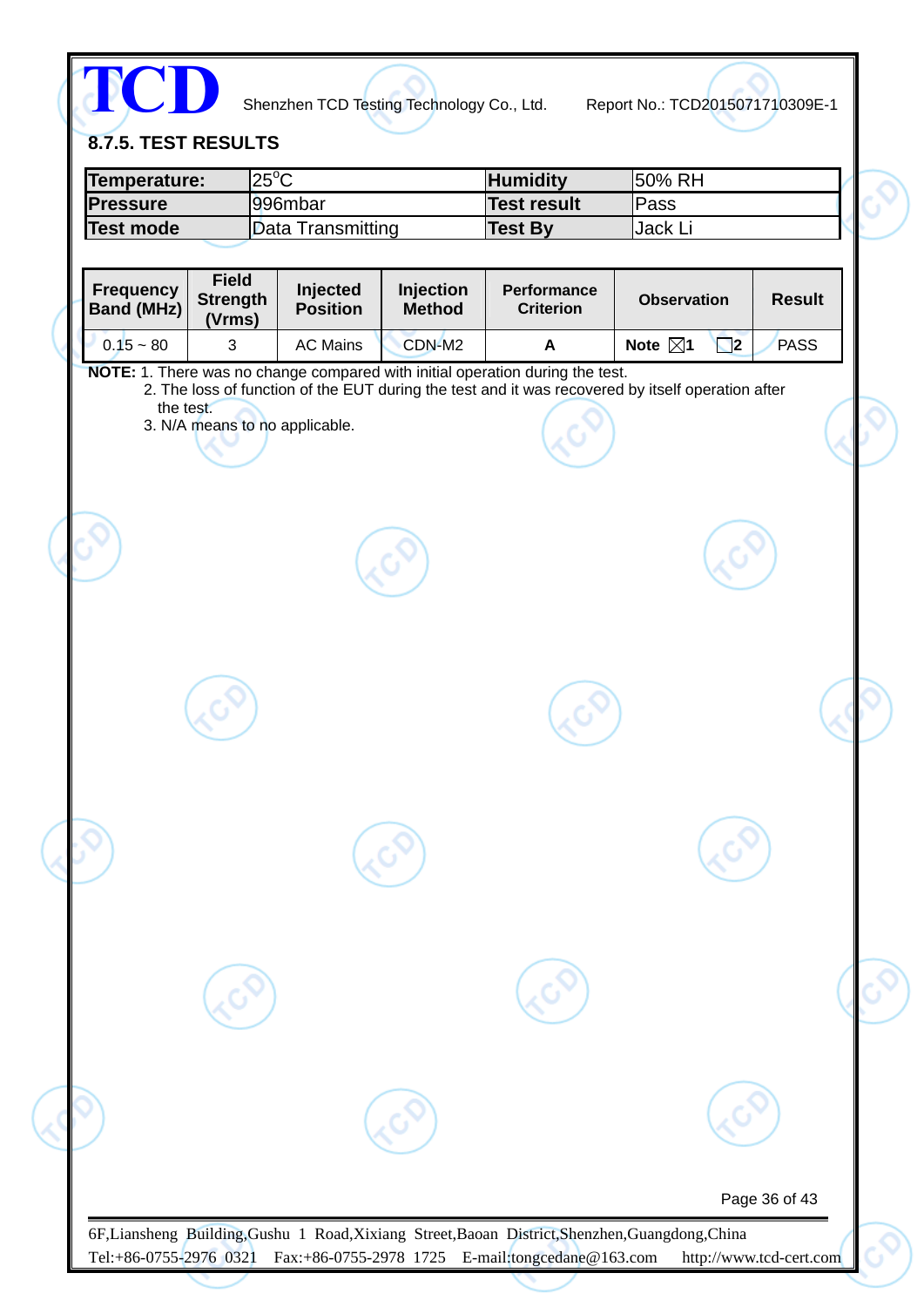### 8.7.5. TEST RESULTS

| Temperature: | 25°C | Humidity | 50% RH |
|---|---|---|---|
| Pressure | 996mbar | Test result | Pass |
| Test mode | Data Transmitting | Test By | Jack Li |

| Frequency Band (MHz) | Field Strength (Vrms) | Injected Position | Injection Method | Performance Criterion | Observation | Result |
|---|---|---|---|---|---|---|
| 0.15 ~ 80 | 3 | AC Mains | CDN-M2 | A | Note ☒1 ☐2 | PASS |

**NOTE:** 1. There was no change compared with initial operation during the test.
2. The loss of function of the EUT during the test and it was recovered by itself operation after the test.
3. N/A means to no applicable.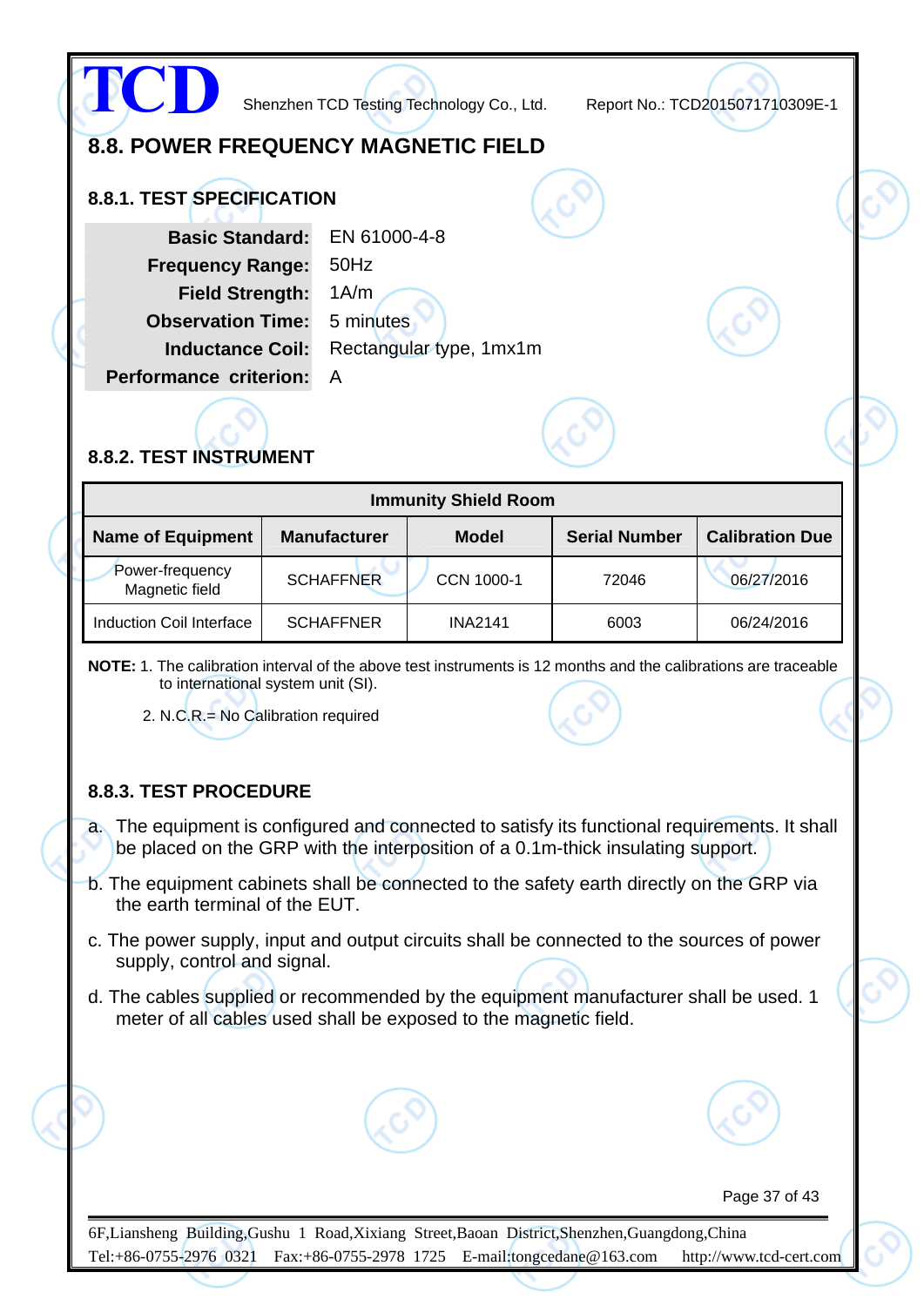## 8.8. POWER FREQUENCY MAGNETIC FIELD

### 8.8.1. TEST SPECIFICATION

| | |
|---|---|
| **Basic Standard:** | EN 61000-4-8 |
| **Frequency Range:** | 50Hz |
| **Field Strength:** | 1A/m |
| **Observation Time:** | 5 minutes |
| **Inductance Coil:** | Rectangular type, 1mx1m |
| **Performance criterion:** | A |

### 8.8.2. TEST INSTRUMENT

| **Immunity Shield Room** | | | | |
|---|---|---|---|---|
| **Name of Equipment** | **Manufacturer** | **Model** | **Serial Number** | **Calibration Due** |
| Power-frequency Magnetic field | SCHAFFNER | CCN 1000-1 | 72046 | 06/27/2016 |
| Induction Coil Interface | SCHAFFNER | INA2141 | 6003 | 06/24/2016 |

**NOTE:** 1. The calibration interval of the above test instruments is 12 months and the calibrations are traceable to international system unit (SI).

2. N.C.R.= No Calibration required

### 8.8.3. TEST PROCEDURE

a. The equipment is configured and connected to satisfy its functional requirements. It shall be placed on the GRP with the interposition of a 0.1m-thick insulating support.

b. The equipment cabinets shall be connected to the safety earth directly on the GRP via the earth terminal of the EUT.

c. The power supply, input and output circuits shall be connected to the sources of power supply, control and signal.

d. The cables supplied or recommended by the equipment manufacturer shall be used. 1 meter of all cables used shall be exposed to the magnetic field.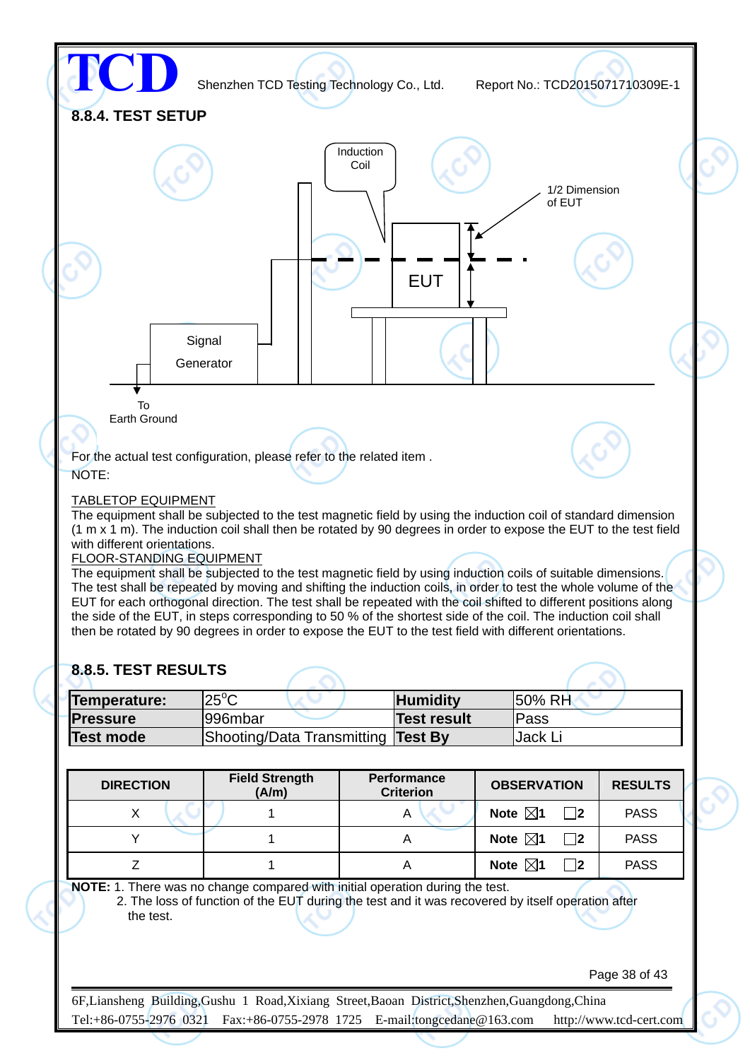## 8.8.4. TEST SETUP

For the actual test configuration, please refer to the related item .

NOTE:

TABLETOP EQUIPMENT

The equipment shall be subjected to the test magnetic field by using the induction coil of standard dimension (1 m x 1 m). The induction coil shall then be rotated by 90 degrees in order to expose the EUT to the test field with different orientations.

FLOOR-STANDING EQUIPMENT

The equipment shall be subjected to the test magnetic field by using induction coils of suitable dimensions. The test shall be repeated by moving and shifting the induction coils, in order to test the whole volume of the EUT for each orthogonal direction. The test shall be repeated with the coil shifted to different positions along the side of the EUT, in steps corresponding to 50 % of the shortest side of the coil. The induction coil shall then be rotated by 90 degrees in order to expose the EUT to the test field with different orientations.

## 8.8.5. TEST RESULTS

| **Temperature:** | 25°C | **Humidity** | 50% RH |
|---|---|---|---|
| **Pressure** | 996mbar | **Test result** | Pass |
| **Test mode** | Shooting/Data Transmitting | **Test By** | Jack Li |

| DIRECTION | Field Strength (A/m) | Performance Criterion | OBSERVATION | RESULTS |
|---|---|---|---|---|
| X | 1 | A | **Note** ☒**1** ☐**2** | PASS |
| Y | 1 | A | **Note** ☒**1** ☐**2** | PASS |
| Z | 1 | A | **Note** ☒**1** ☐**2** | PASS |

**NOTE:** 1. There was no change compared with initial operation during the test.
2. The loss of function of the EUT during the test and it was recovered by itself operation after the test.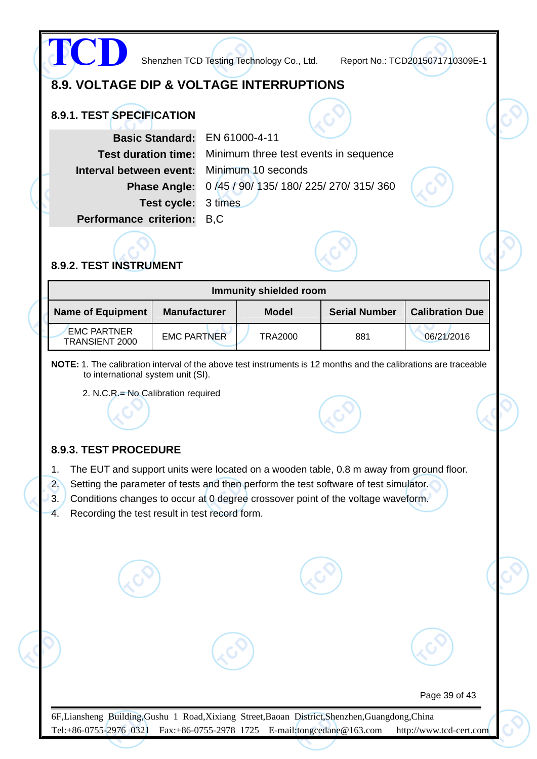## 8.9. VOLTAGE DIP & VOLTAGE INTERRUPTIONS

### 8.9.1. TEST SPECIFICATION

| | |
|---|---|
| **Basic Standard:** | EN 61000-4-11 |
| **Test duration time:** | Minimum three test events in sequence |
| **Interval between event:** | Minimum 10 seconds |
| **Phase Angle:** | 0 /45 / 90/ 135/ 180/ 225/ 270/ 315/ 360 |
| **Test cycle:** | 3 times |
| **Performance criterion:** | B,C |

### 8.9.2. TEST INSTRUMENT

| **Immunity shielded room** | | | | |
|---|---|---|---|---|
| **Name of Equipment** | **Manufacturer** | **Model** | **Serial Number** | **Calibration Due** |
| EMC PARTNER TRANSIENT 2000 | EMC PARTNER | TRA2000 | 881 | 06/21/2016 |

**NOTE:** 1. The calibration interval of the above test instruments is 12 months and the calibrations are traceable to international system unit (SI).

2. N.C.R.= No Calibration required

### 8.9.3. TEST PROCEDURE

1. The EUT and support units were located on a wooden table, 0.8 m away from ground floor.
2. Setting the parameter of tests and then perform the test software of test simulator.
3. Conditions changes to occur at 0 degree crossover point of the voltage waveform.
4. Recording the test result in test record form.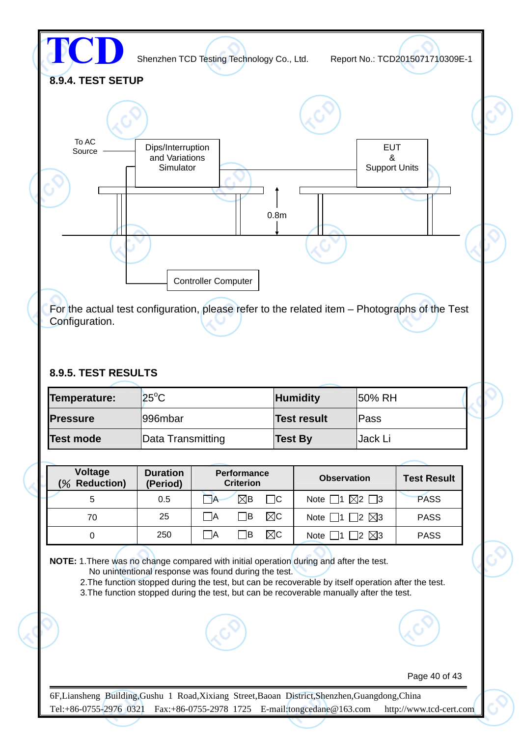### 8.9.4. TEST SETUP

To AC Source — Dips/Interruption and Variations Simulator — EUT & Support Units

0.8m

Controller Computer

For the actual test configuration, please refer to the related item – Photographs of the Test Configuration.

### 8.9.5. TEST RESULTS

| **Temperature:** | 25°C | **Humidity** | 50% RH |
|---|---|---|---|
| **Pressure** | 996mbar | **Test result** | Pass |
| **Test mode** | Data Transmitting | **Test By** | Jack Li |

| Voltage (% Reduction) | Duration (Period) | Performance Criterion | Observation | Test Result |
|---|---|---|---|---|
| 5 | 0.5 | ☐A ☒B ☐C | Note ☐1 ☒2 ☐3 | PASS |
| 70 | 25 | ☐A ☐B ☒C | Note ☐1 ☐2 ☒3 | PASS |
| 0 | 250 | ☐A ☐B ☒C | Note ☐1 ☐2 ☒3 | PASS |

**NOTE:** 1.There was no change compared with initial operation during and after the test.
No unintentional response was found during the test.
2.The function stopped during the test, but can be recoverable by itself operation after the test.
3.The function stopped during the test, but can be recoverable manually after the test.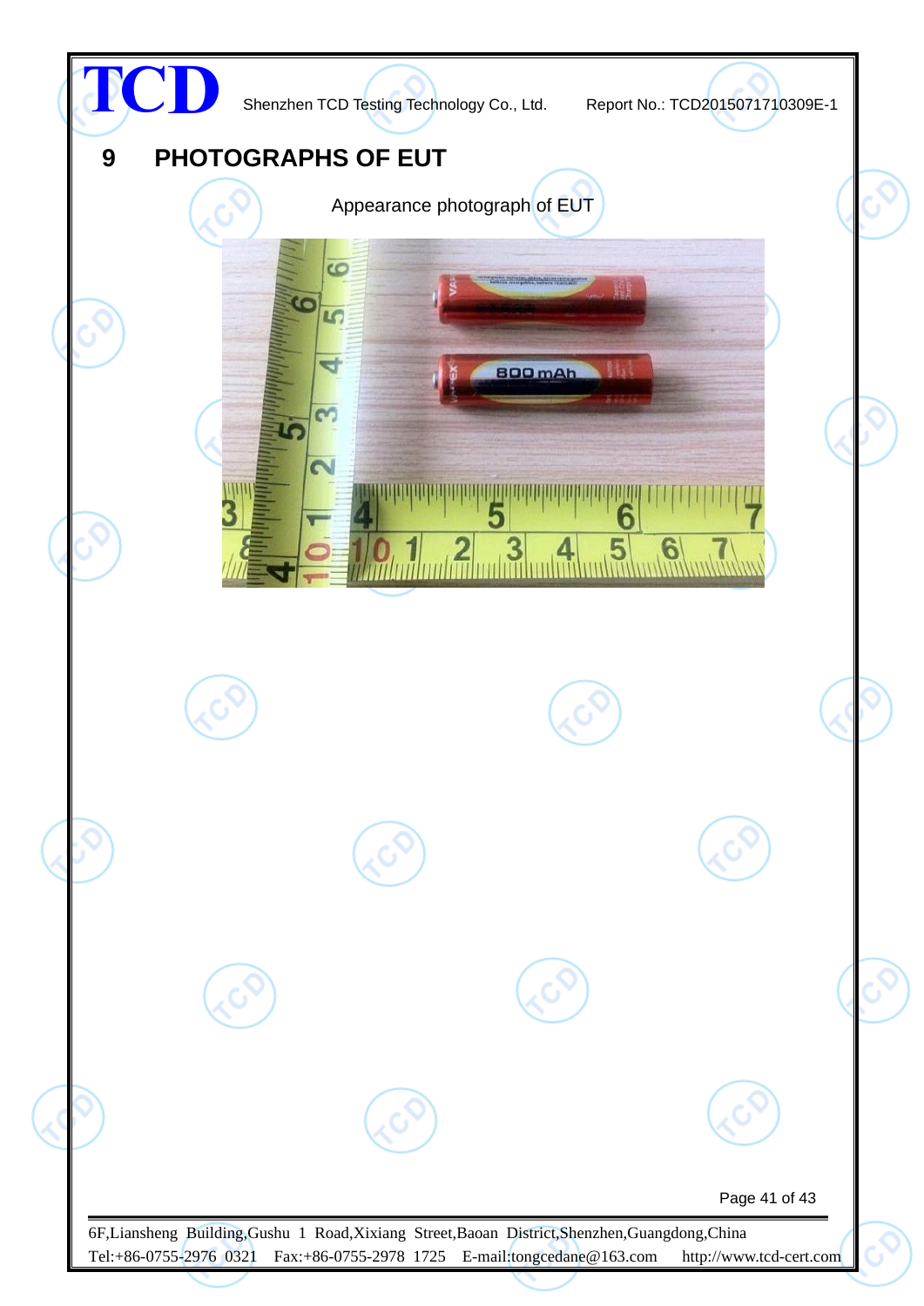# 9 PHOTOGRAPHS OF EUT

Appearance photograph of EUT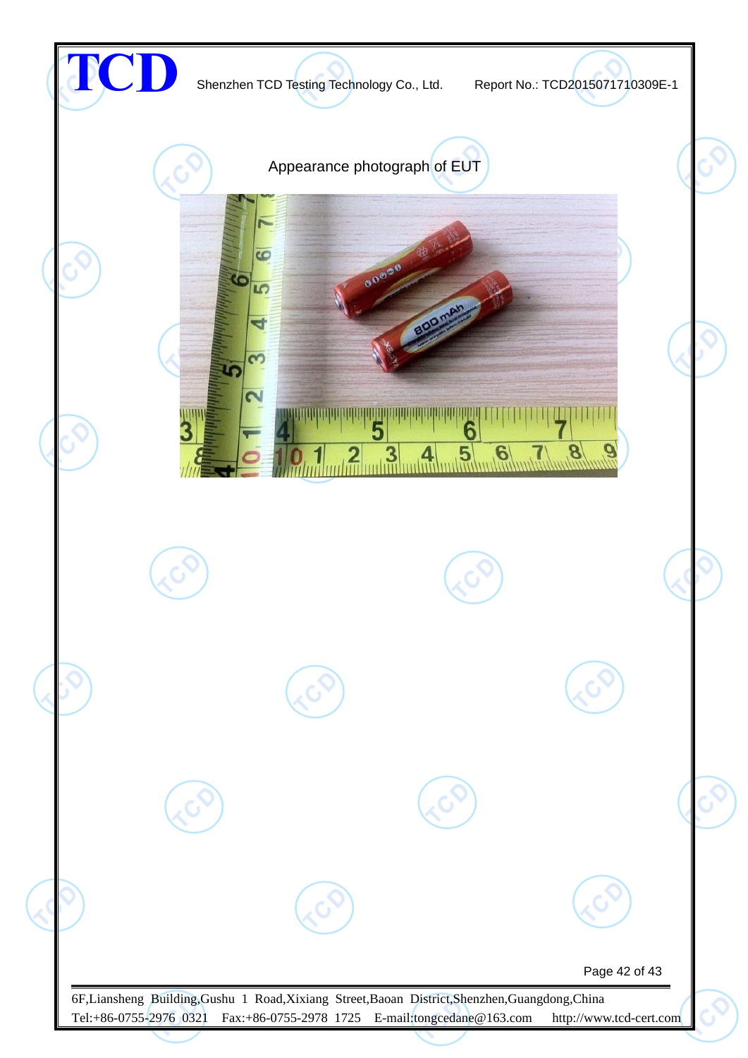Appearance photograph of EUT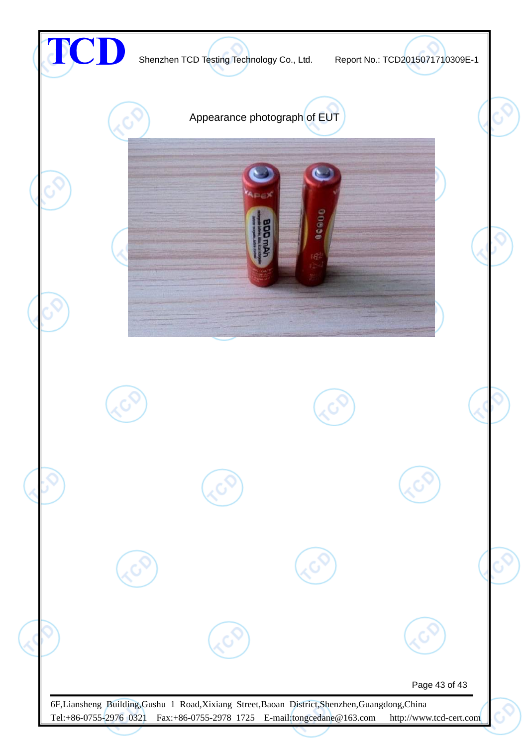Appearance photograph of EUT